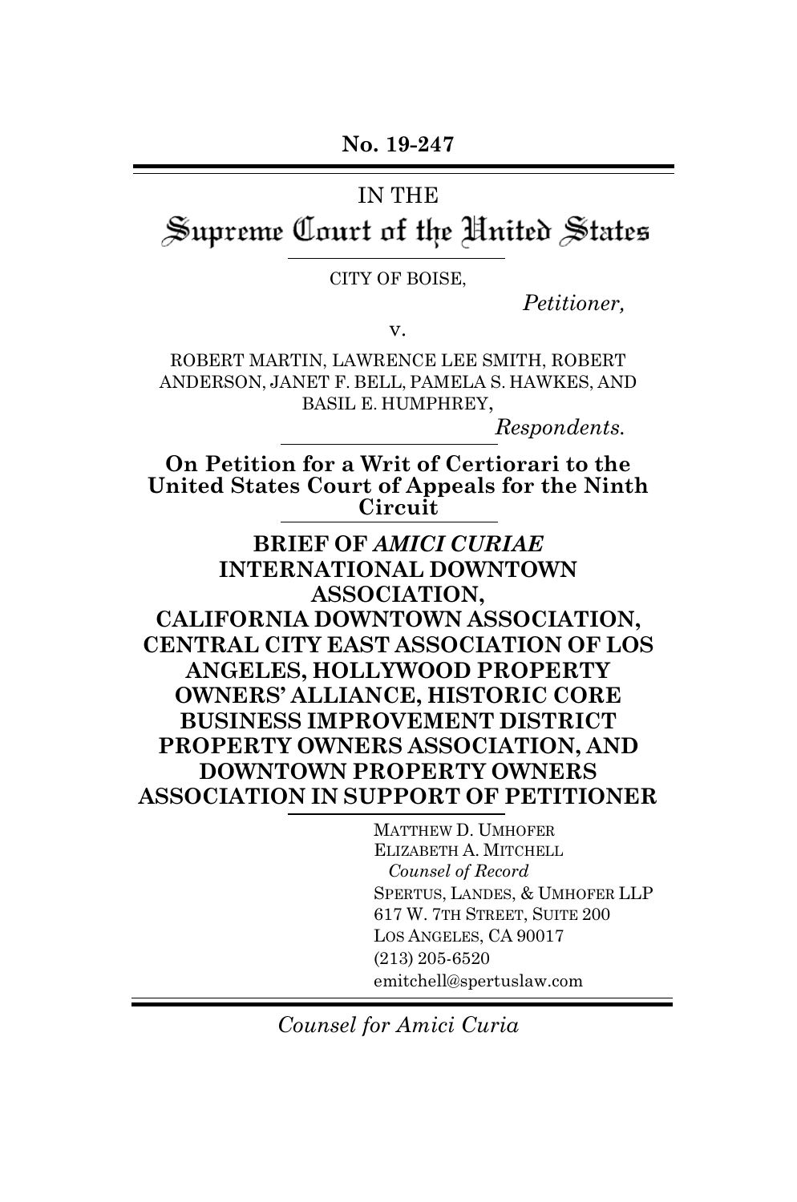No. 19-247

IN THE

# Supreme Court of the United States

CITY OF BOISE,

*Petitioner,*

v.

ROBERT MARTIN, LAWRENCE LEE SMITH, ROBERT ANDERSON, JANET F. BELL, PAMELA S. HAWKES, AND BASIL E. HUMPHREY,

*Respondents.*

**On Petition for a Writ of Certiorari to the United States Court of Appeals for the Ninth Circuit**

**BRIEF OF *AMICI CURIAE* INTERNATIONAL DOWNTOWN ASSOCIATION, CALIFORNIA DOWNTOWN ASSOCIATION, CENTRAL CITY EAST ASSOCIATION OF LOS ANGELES, HOLLYWOOD PROPERTY OWNERS' ALLIANCE, HISTORIC CORE BUSINESS IMPROVEMENT DISTRICT PROPERTY OWNERS ASSOCIATION, AND DOWNTOWN PROPERTY OWNERS ASSOCIATION IN SUPPORT OF PETITIONER**

MATTHEW D. UMHOFER
ELIZABETH A. MITCHELL
*Counsel of Record*
SPERTUS, LANDES, & UMHOFER LLP
617 W. 7TH STREET, SUITE 200
LOS ANGELES, CA 90017
(213) 205-6520
emitchell@spertuslaw.com

*Counsel for Amici Curia*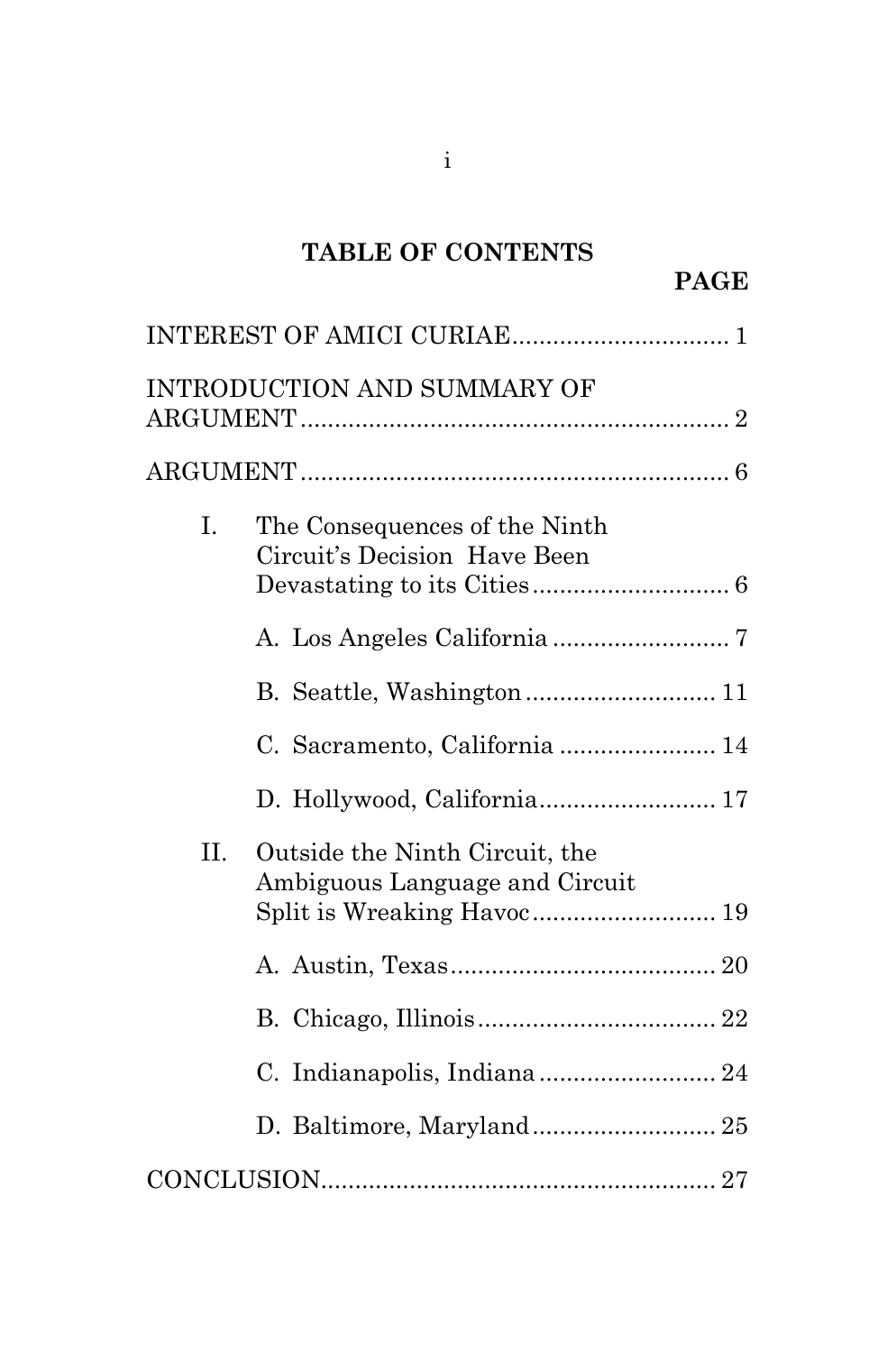## TABLE OF CONTENTS

| | PAGE |
|---|---|
| INTEREST OF AMICI CURIAE | 1 |
| INTRODUCTION AND SUMMARY OF ARGUMENT | 2 |
| ARGUMENT | 6 |
| I. The Consequences of the Ninth Circuit's Decision Have Been Devastating to its Cities | 6 |
| A. Los Angeles California | 7 |
| B. Seattle, Washington | 11 |
| C. Sacramento, California | 14 |
| D. Hollywood, California | 17 |
| II. Outside the Ninth Circuit, the Ambiguous Language and Circuit Split is Wreaking Havoc | 19 |
| A. Austin, Texas | 20 |
| B. Chicago, Illinois | 22 |
| C. Indianapolis, Indiana | 24 |
| D. Baltimore, Maryland | 25 |
| CONCLUSION | 27 |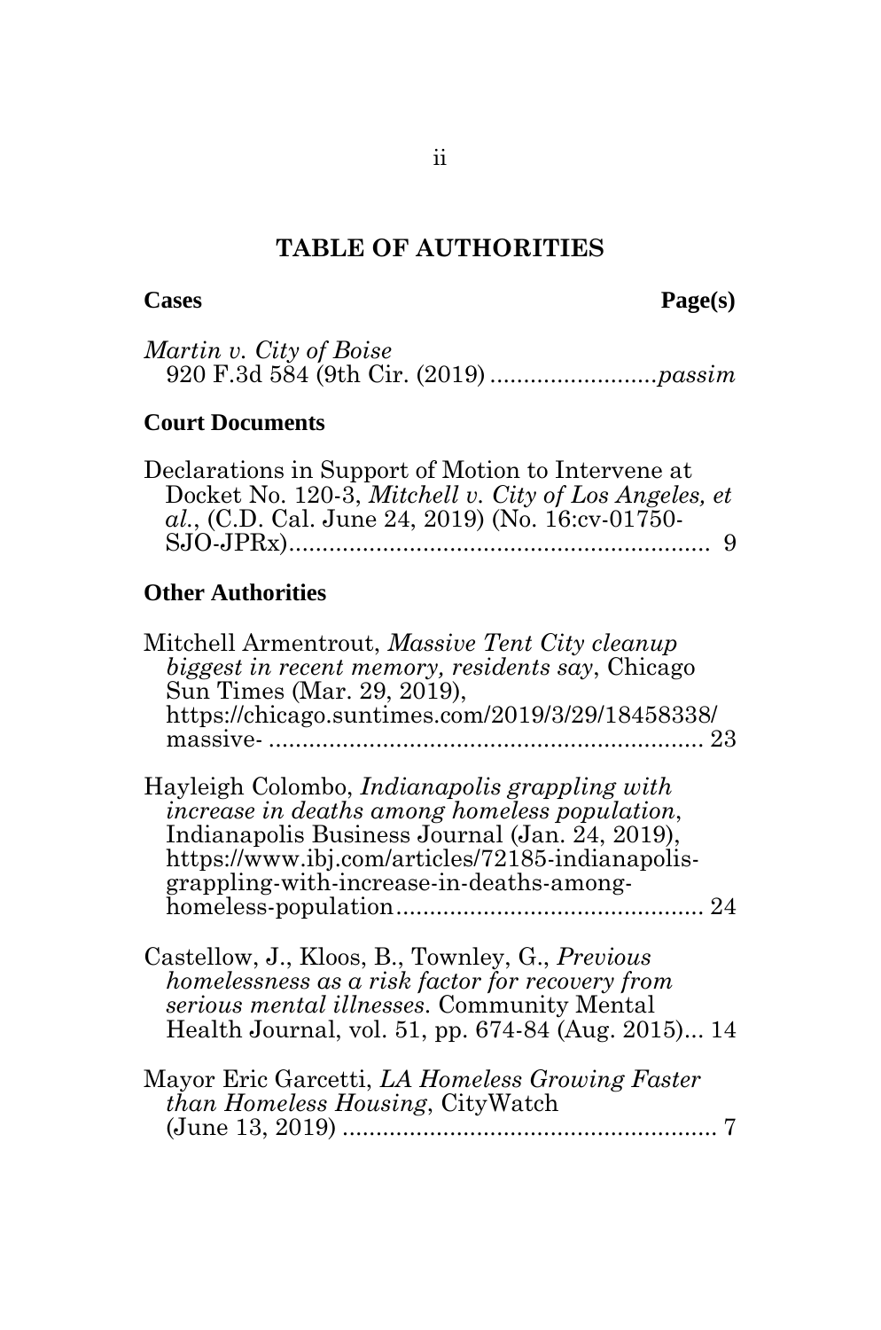# TABLE OF AUTHORITIES

**Cases** **Page(s)**

*Martin v. City of Boise*
920 F.3d 584 (9th Cir. (2019) .........................*passim*

**Court Documents**

Declarations in Support of Motion to Intervene at Docket No. 120-3, *Mitchell v. City of Los Angeles, et al.*, (C.D. Cal. June 24, 2019) (No. 16:cv-01750-SJO-JPRx)................................................................ 9

**Other Authorities**

Mitchell Armentrout, *Massive Tent City cleanup biggest in recent memory, residents say*, Chicago Sun Times (Mar. 29, 2019), https://chicago.suntimes.com/2019/3/29/18458338/massive- ................................................................. 23

Hayleigh Colombo, *Indianapolis grappling with increase in deaths among homeless population*, Indianapolis Business Journal (Jan. 24, 2019), https://www.ibj.com/articles/72185-indianapolis-grappling-with-increase-in-deaths-among-homeless-population.............................................. 24

Castellow, J., Kloos, B., Townley, G., *Previous homelessness as a risk factor for recovery from serious mental illnesses*. Community Mental Health Journal, vol. 51, pp. 674-84 (Aug. 2015)... 14

Mayor Eric Garcetti, *LA Homeless Growing Faster than Homeless Housing*, CityWatch (June 13, 2019) ........................................................ 7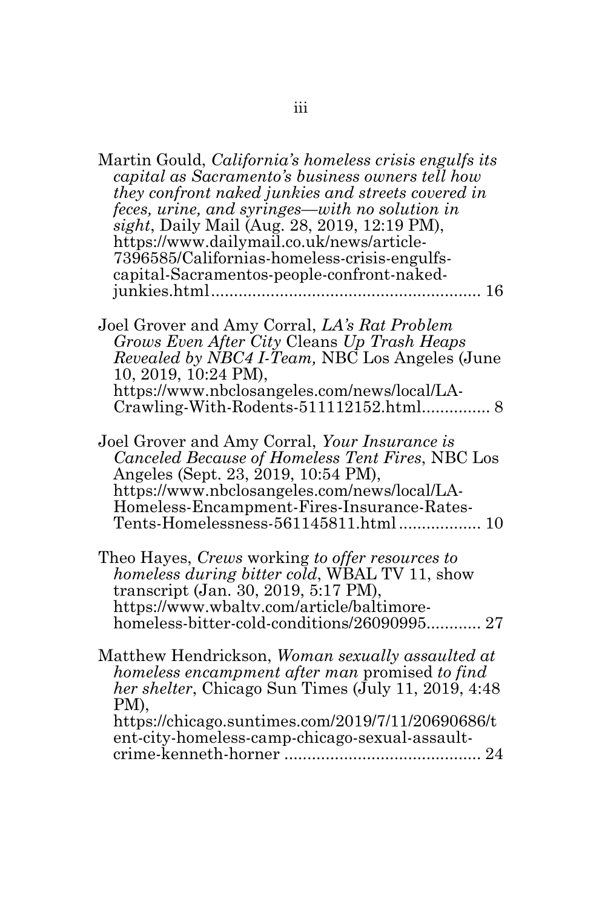Martin Gould, *California's homeless crisis engulfs its capital as Sacramento's business owners tell how they confront naked junkies and streets covered in feces, urine, and syringes—with no solution in sight*, Daily Mail (Aug. 28, 2019, 12:19 PM), https://www.dailymail.co.uk/news/article-7396585/Californias-homeless-crisis-engulfs-capital-Sacramentos-people-confront-naked-junkies.html.......................................................... 16

Joel Grover and Amy Corral, *LA's Rat Problem Grows Even After City* Cleans *Up Trash Heaps Revealed by NBC4 I-Team,* NBC Los Angeles (June 10, 2019, 10:24 PM), https://www.nbclosangeles.com/news/local/LA-Crawling-With-Rodents-511112152.html............... 8

Joel Grover and Amy Corral, *Your Insurance is Canceled Because of Homeless Tent Fires*, NBC Los Angeles (Sept. 23, 2019, 10:54 PM), https://www.nbclosangeles.com/news/local/LA-Homeless-Encampment-Fires-Insurance-Rates-Tents-Homelessness-561145811.html.................. 10

Theo Hayes, *Crews* working *to offer resources to homeless during bitter cold*, WBAL TV 11, show transcript (Jan. 30, 2019, 5:17 PM), https://www.wbaltv.com/article/baltimore-homeless-bitter-cold-conditions/26090995............ 27

Matthew Hendrickson, *Woman sexually assaulted at homeless encampment after man* promised *to find her shelter*, Chicago Sun Times (July 11, 2019, 4:48 PM), https://chicago.suntimes.com/2019/7/11/20690686/tent-city-homeless-camp-chicago-sexual-assault-crime-kenneth-horner ........................................... 24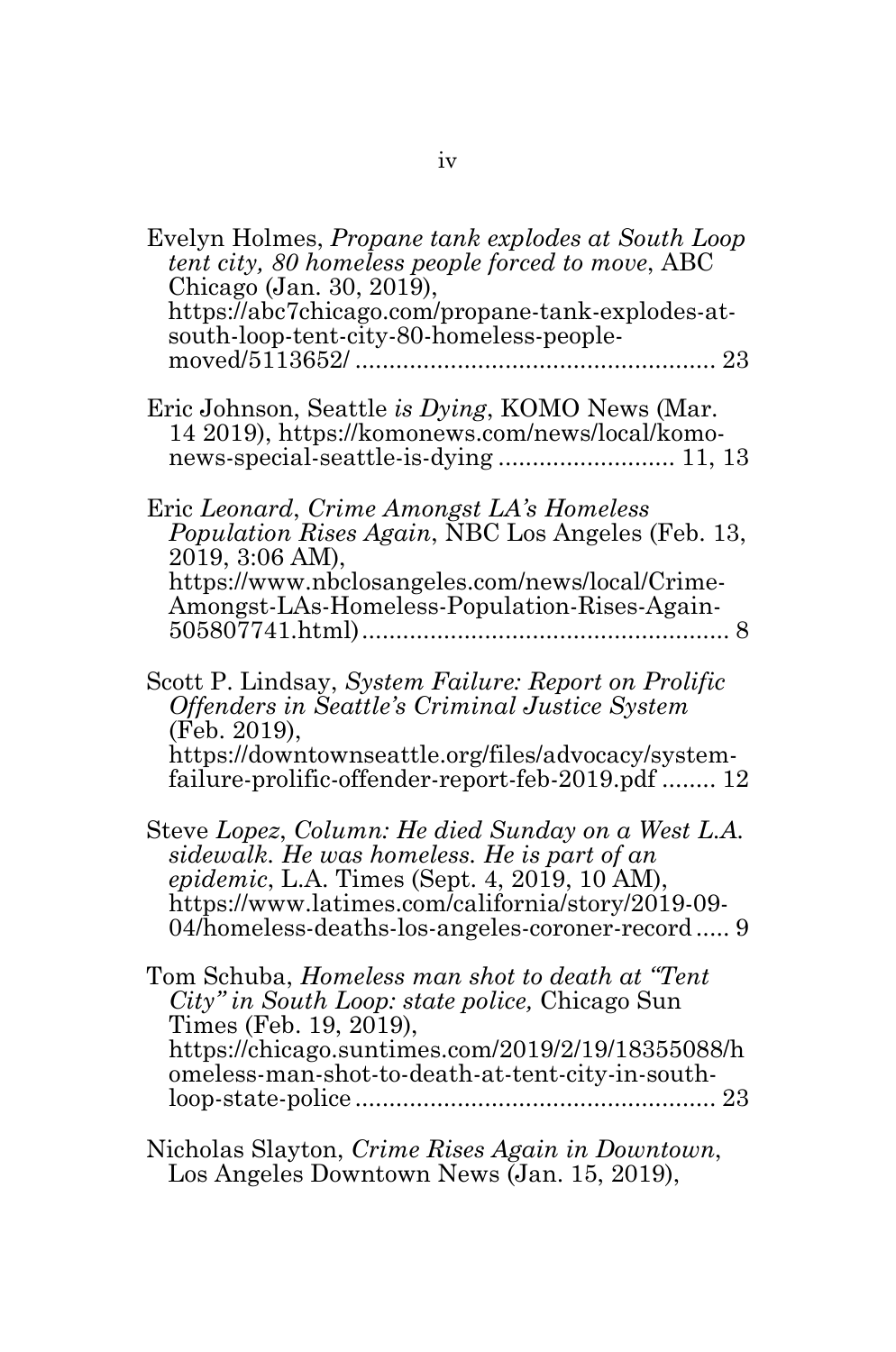Evelyn Holmes, *Propane tank explodes at South Loop tent city, 80 homeless people forced to move*, ABC Chicago (Jan. 30, 2019), https://abc7chicago.com/propane-tank-explodes-at-south-loop-tent-city-80-homeless-people-moved/5113652/ ..................................................... 23

Eric Johnson, Seattle *is Dying*, KOMO News (Mar. 14 2019), https://komonews.com/news/local/komo-news-special-seattle-is-dying .......................... 11, 13

Eric *Leonard*, *Crime Amongst LA's Homeless Population Rises Again*, NBC Los Angeles (Feb. 13, 2019, 3:06 AM), https://www.nbclosangeles.com/news/local/Crime-Amongst-LAs-Homeless-Population-Rises-Again-505807741.html) ...................................................... 8

Scott P. Lindsay, *System Failure: Report on Prolific Offenders in Seattle's Criminal Justice System* (Feb. 2019), https://downtownseattle.org/files/advocacy/system-failure-prolific-offender-report-feb-2019.pdf ........ 12

Steve *Lopez*, *Column: He died Sunday on a West L.A. sidewalk. He was homeless. He is part of an epidemic*, L.A. Times (Sept. 4, 2019, 10 AM), https://www.latimes.com/california/story/2019-09-04/homeless-deaths-los-angeles-coroner-record ..... 9

Tom Schuba, *Homeless man shot to death at "Tent City" in South Loop: state police,* Chicago Sun Times (Feb. 19, 2019), https://chicago.suntimes.com/2019/2/19/18355088/homeless-man-shot-to-death-at-tent-city-in-south-loop-state-police ..................................................... 23

Nicholas Slayton, *Crime Rises Again in Downtown*, Los Angeles Downtown News (Jan. 15, 2019),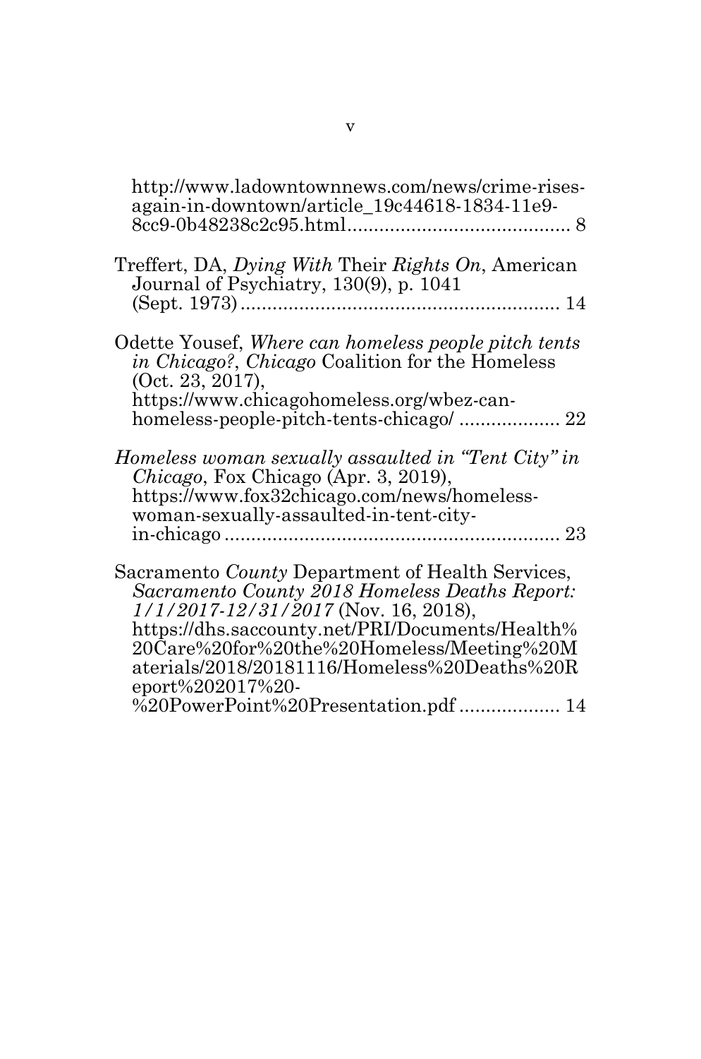http://www.ladowntownnews.com/news/crime-rises-again-in-downtown/article_19c44618-1834-11e9-8cc9-0b48238c2c95.html........................................ 8

Treffert, DA, *Dying With* Their *Rights On*, American Journal of Psychiatry, 130(9), p. 1041 (Sept. 1973)........................................................... 14

Odette Yousef, *Where can homeless people pitch tents in Chicago?*, *Chicago* Coalition for the Homeless (Oct. 23, 2017), https://www.chicagohomeless.org/wbez-can-homeless-people-pitch-tents-chicago/ .................. 22

*Homeless woman sexually assaulted in "Tent City" in Chicago*, Fox Chicago (Apr. 3, 2019), https://www.fox32chicago.com/news/homeless-woman-sexually-assaulted-in-tent-city-in-chicago............................................................. 23

Sacramento *County* Department of Health Services, *Sacramento County 2018 Homeless Deaths Report: 1/1/2017-12/31/2017* (Nov. 16, 2018), https://dhs.saccounty.net/PRI/Documents/Health%20Care%20for%20the%20Homeless/Meeting%20Materials/2018/20181116/Homeless%20Deaths%20Report%202017%20-%20PowerPoint%20Presentation.pdf .................. 14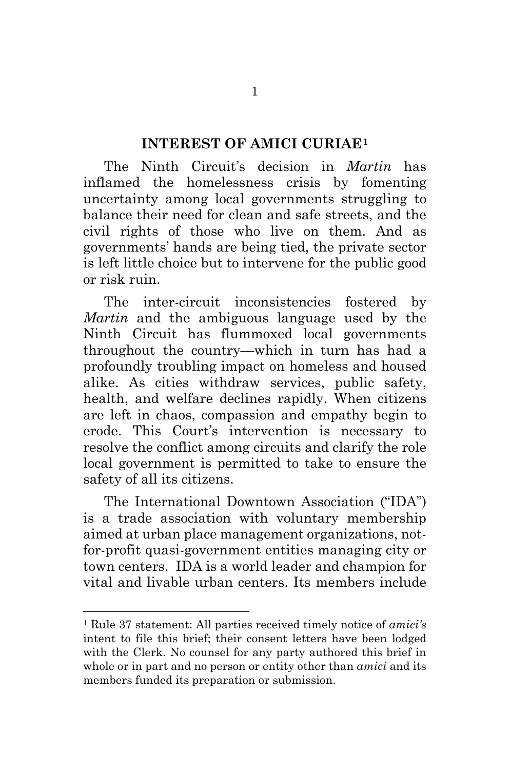## INTEREST OF AMICI CURIAE[1]

The Ninth Circuit's decision in *Martin* has inflamed the homelessness crisis by fomenting uncertainty among local governments struggling to balance their need for clean and safe streets, and the civil rights of those who live on them. And as governments' hands are being tied, the private sector is left little choice but to intervene for the public good or risk ruin.

The inter-circuit inconsistencies fostered by *Martin* and the ambiguous language used by the Ninth Circuit has flummoxed local governments throughout the country—which in turn has had a profoundly troubling impact on homeless and housed alike. As cities withdraw services, public safety, health, and welfare declines rapidly. When citizens are left in chaos, compassion and empathy begin to erode. This Court's intervention is necessary to resolve the conflict among circuits and clarify the role local government is permitted to take to ensure the safety of all its citizens.

The International Downtown Association ("IDA") is a trade association with voluntary membership aimed at urban place management organizations, not-for-profit quasi-government entities managing city or town centers. IDA is a world leader and champion for vital and livable urban centers. Its members include

---

[1] Rule 37 statement: All parties received timely notice of *amici's* intent to file this brief; their consent letters have been lodged with the Clerk. No counsel for any party authored this brief in whole or in part and no person or entity other than *amici* and its members funded its preparation or submission.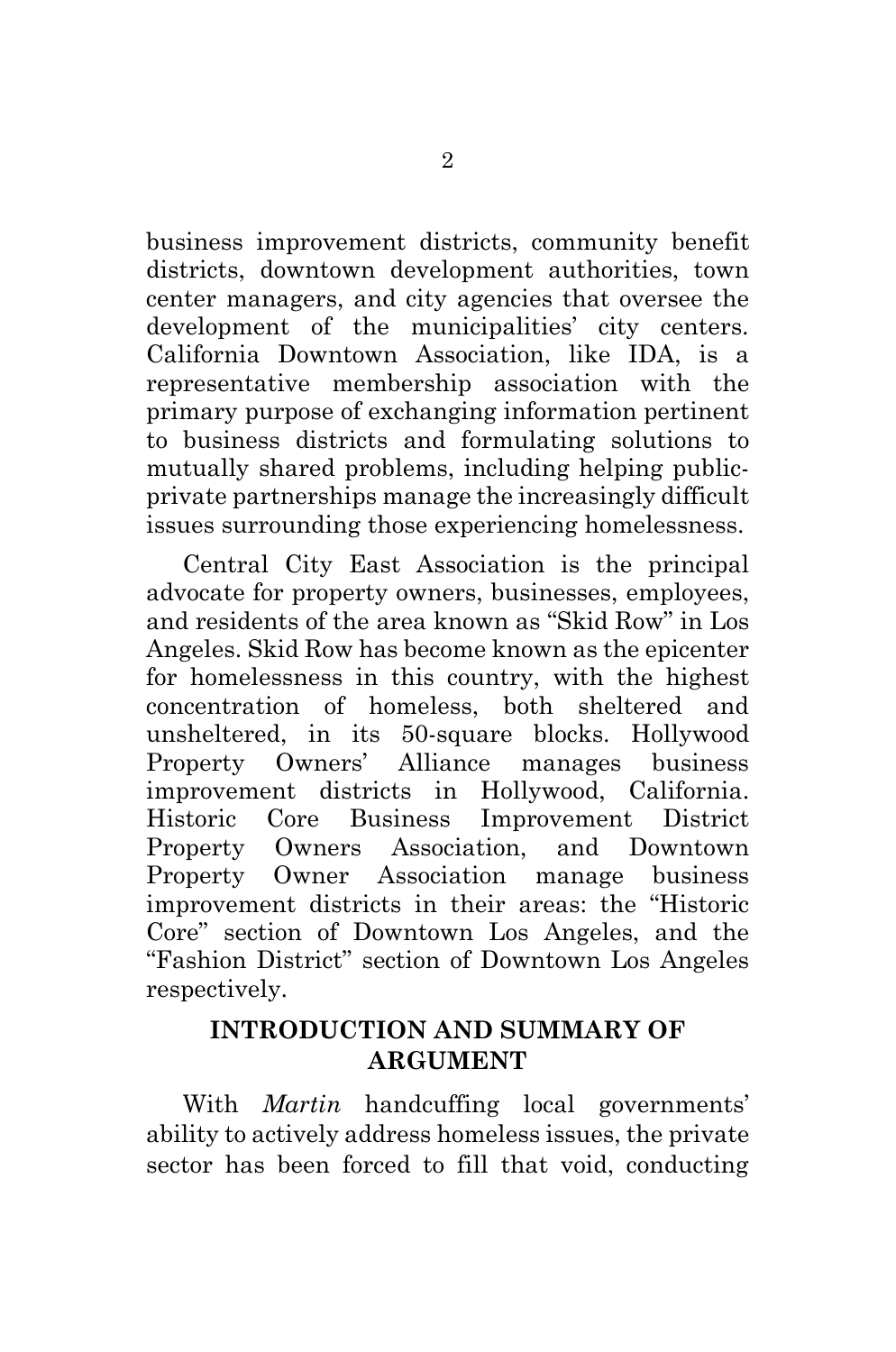business improvement districts, community benefit districts, downtown development authorities, town center managers, and city agencies that oversee the development of the municipalities' city centers. California Downtown Association, like IDA, is a representative membership association with the primary purpose of exchanging information pertinent to business districts and formulating solutions to mutually shared problems, including helping public-private partnerships manage the increasingly difficult issues surrounding those experiencing homelessness.

Central City East Association is the principal advocate for property owners, businesses, employees, and residents of the area known as "Skid Row" in Los Angeles. Skid Row has become known as the epicenter for homelessness in this country, with the highest concentration of homeless, both sheltered and unsheltered, in its 50-square blocks. Hollywood Property Owners' Alliance manages business improvement districts in Hollywood, California. Historic Core Business Improvement District Property Owners Association, and Downtown Property Owner Association manage business improvement districts in their areas: the "Historic Core" section of Downtown Los Angeles, and the "Fashion District" section of Downtown Los Angeles respectively.

## INTRODUCTION AND SUMMARY OF ARGUMENT

With *Martin* handcuffing local governments' ability to actively address homeless issues, the private sector has been forced to fill that void, conducting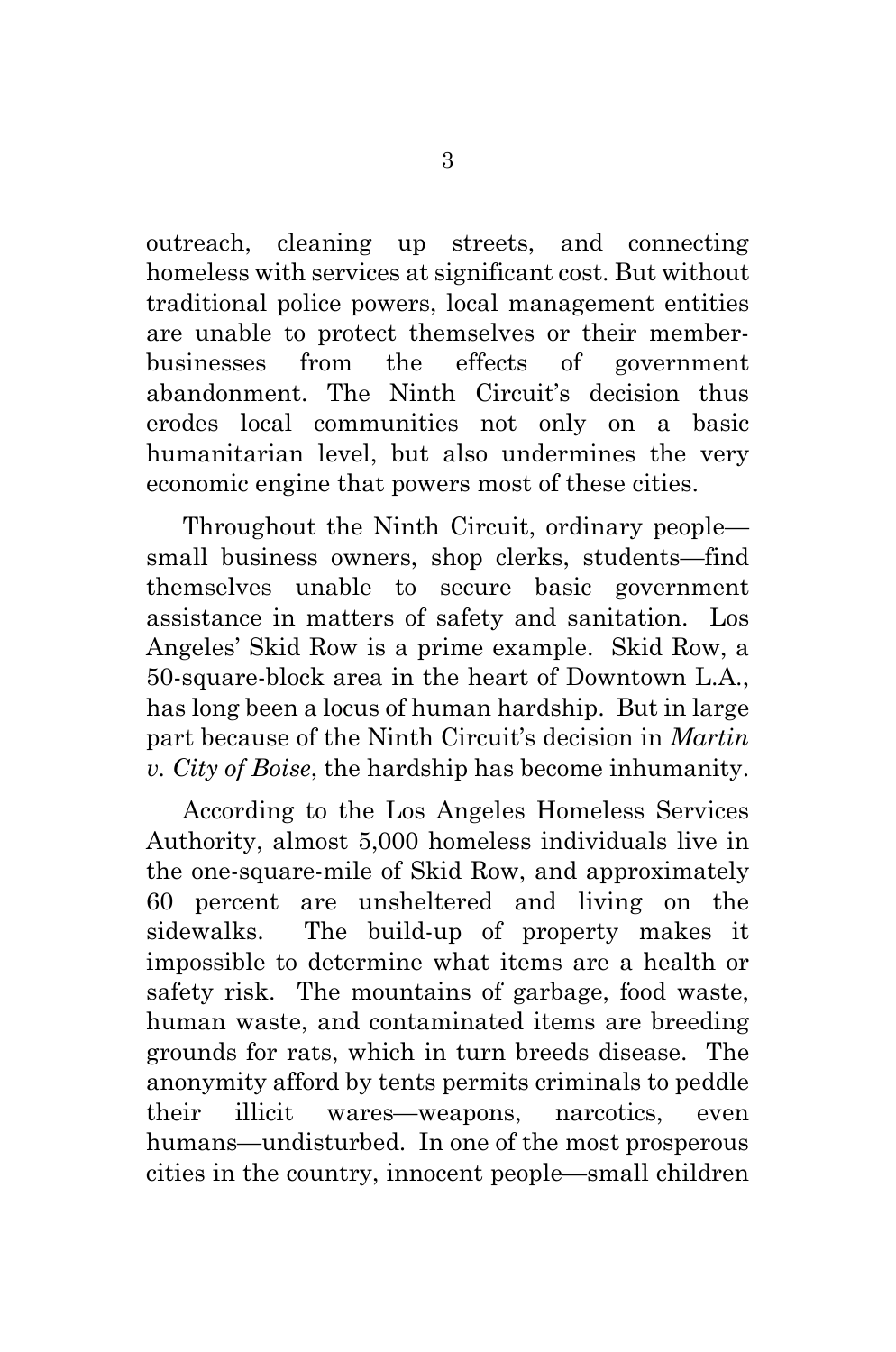outreach, cleaning up streets, and connecting homeless with services at significant cost. But without traditional police powers, local management entities are unable to protect themselves or their member-businesses from the effects of government abandonment. The Ninth Circuit's decision thus erodes local communities not only on a basic humanitarian level, but also undermines the very economic engine that powers most of these cities.

Throughout the Ninth Circuit, ordinary people—small business owners, shop clerks, students—find themselves unable to secure basic government assistance in matters of safety and sanitation. Los Angeles' Skid Row is a prime example. Skid Row, a 50-square-block area in the heart of Downtown L.A., has long been a locus of human hardship. But in large part because of the Ninth Circuit's decision in *Martin v. City of Boise*, the hardship has become inhumanity.

According to the Los Angeles Homeless Services Authority, almost 5,000 homeless individuals live in the one-square-mile of Skid Row, and approximately 60 percent are unsheltered and living on the sidewalks. The build-up of property makes it impossible to determine what items are a health or safety risk. The mountains of garbage, food waste, human waste, and contaminated items are breeding grounds for rats, which in turn breeds disease. The anonymity afford by tents permits criminals to peddle their illicit wares—weapons, narcotics, even humans—undisturbed. In one of the most prosperous cities in the country, innocent people—small children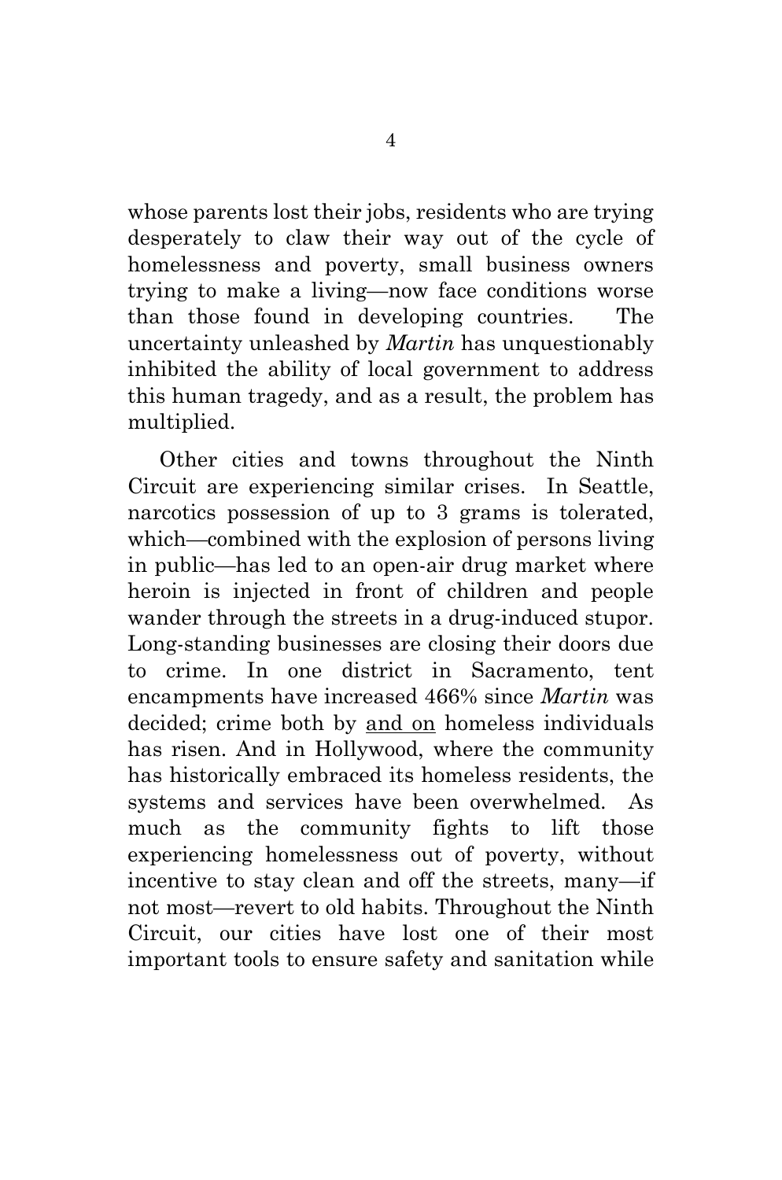whose parents lost their jobs, residents who are trying desperately to claw their way out of the cycle of homelessness and poverty, small business owners trying to make a living—now face conditions worse than those found in developing countries. The uncertainty unleashed by *Martin* has unquestionably inhibited the ability of local government to address this human tragedy, and as a result, the problem has multiplied.

Other cities and towns throughout the Ninth Circuit are experiencing similar crises. In Seattle, narcotics possession of up to 3 grams is tolerated, which—combined with the explosion of persons living in public—has led to an open-air drug market where heroin is injected in front of children and people wander through the streets in a drug-induced stupor. Long-standing businesses are closing their doors due to crime. In one district in Sacramento, tent encampments have increased 466% since *Martin* was decided; crime both by <u>and on</u> homeless individuals has risen. And in Hollywood, where the community has historically embraced its homeless residents, the systems and services have been overwhelmed. As much as the community fights to lift those experiencing homelessness out of poverty, without incentive to stay clean and off the streets, many—if not most—revert to old habits. Throughout the Ninth Circuit, our cities have lost one of their most important tools to ensure safety and sanitation while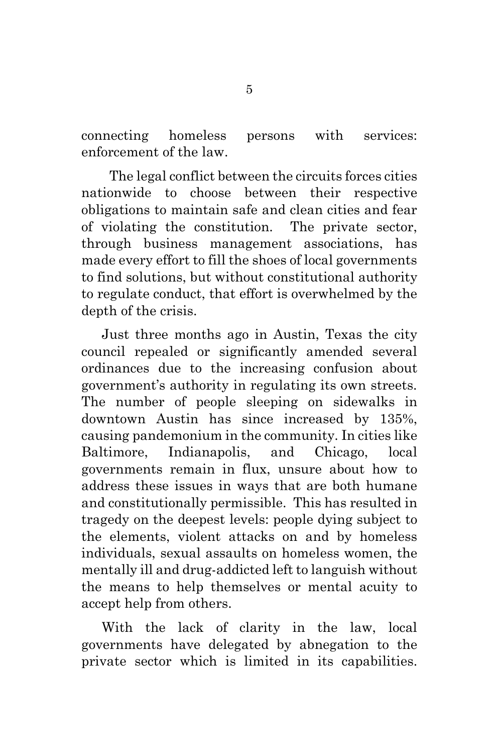connecting homeless persons with services: enforcement of the law.

The legal conflict between the circuits forces cities nationwide to choose between their respective obligations to maintain safe and clean cities and fear of violating the constitution. The private sector, through business management associations, has made every effort to fill the shoes of local governments to find solutions, but without constitutional authority to regulate conduct, that effort is overwhelmed by the depth of the crisis.

Just three months ago in Austin, Texas the city council repealed or significantly amended several ordinances due to the increasing confusion about government's authority in regulating its own streets. The number of people sleeping on sidewalks in downtown Austin has since increased by 135%, causing pandemonium in the community. In cities like Baltimore, Indianapolis, and Chicago, local governments remain in flux, unsure about how to address these issues in ways that are both humane and constitutionally permissible. This has resulted in tragedy on the deepest levels: people dying subject to the elements, violent attacks on and by homeless individuals, sexual assaults on homeless women, the mentally ill and drug-addicted left to languish without the means to help themselves or mental acuity to accept help from others.

With the lack of clarity in the law, local governments have delegated by abnegation to the private sector which is limited in its capabilities.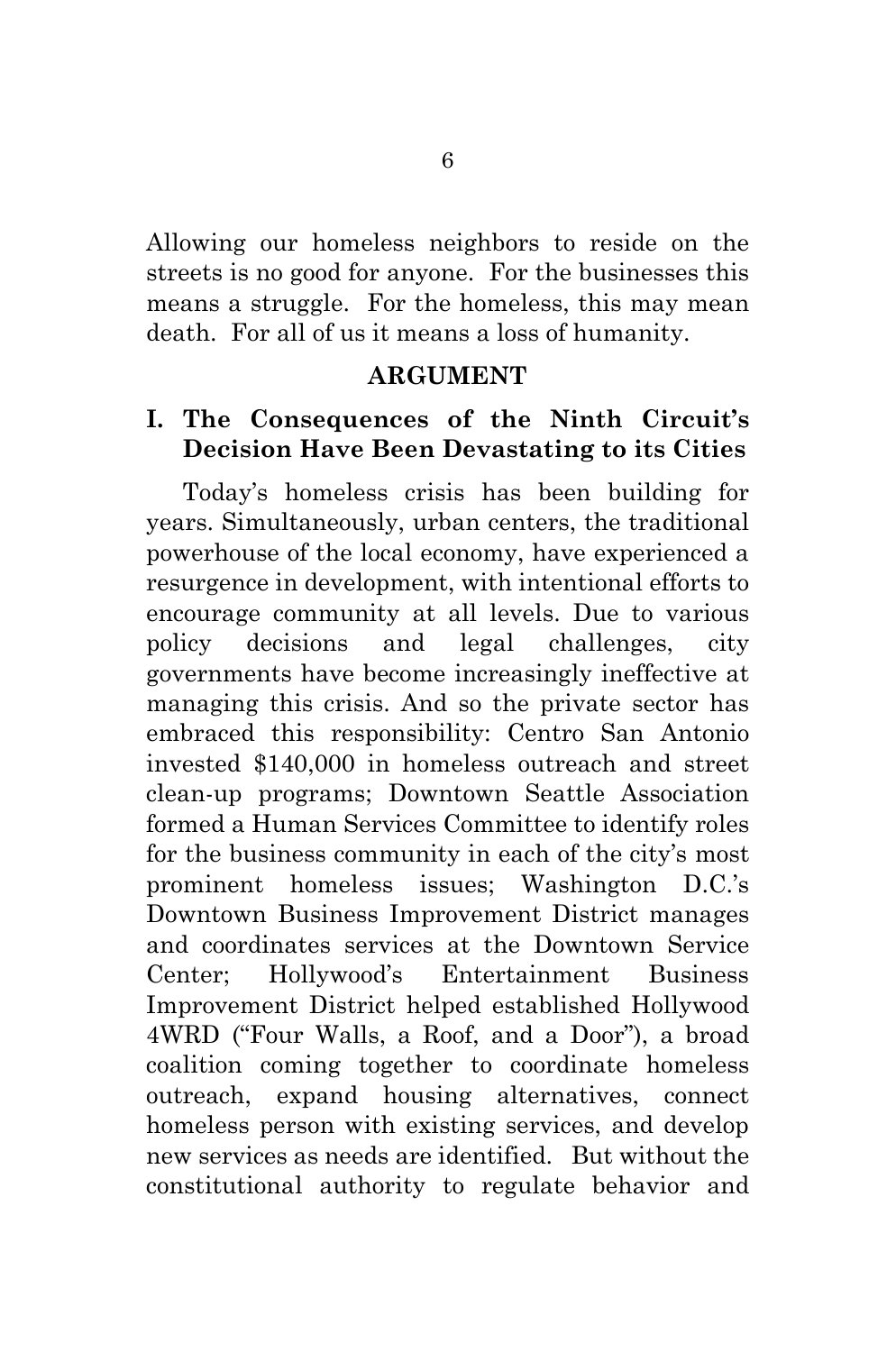Allowing our homeless neighbors to reside on the streets is no good for anyone. For the businesses this means a struggle. For the homeless, this may mean death. For all of us it means a loss of humanity.

## ARGUMENT

### I. The Consequences of the Ninth Circuit's Decision Have Been Devastating to its Cities

Today's homeless crisis has been building for years. Simultaneously, urban centers, the traditional powerhouse of the local economy, have experienced a resurgence in development, with intentional efforts to encourage community at all levels. Due to various policy decisions and legal challenges, city governments have become increasingly ineffective at managing this crisis. And so the private sector has embraced this responsibility: Centro San Antonio invested $140,000 in homeless outreach and street clean-up programs; Downtown Seattle Association formed a Human Services Committee to identify roles for the business community in each of the city's most prominent homeless issues; Washington D.C.'s Downtown Business Improvement District manages and coordinates services at the Downtown Service Center; Hollywood's Entertainment Business Improvement District helped established Hollywood 4WRD ("Four Walls, a Roof, and a Door"), a broad coalition coming together to coordinate homeless outreach, expand housing alternatives, connect homeless person with existing services, and develop new services as needs are identified. But without the constitutional authority to regulate behavior and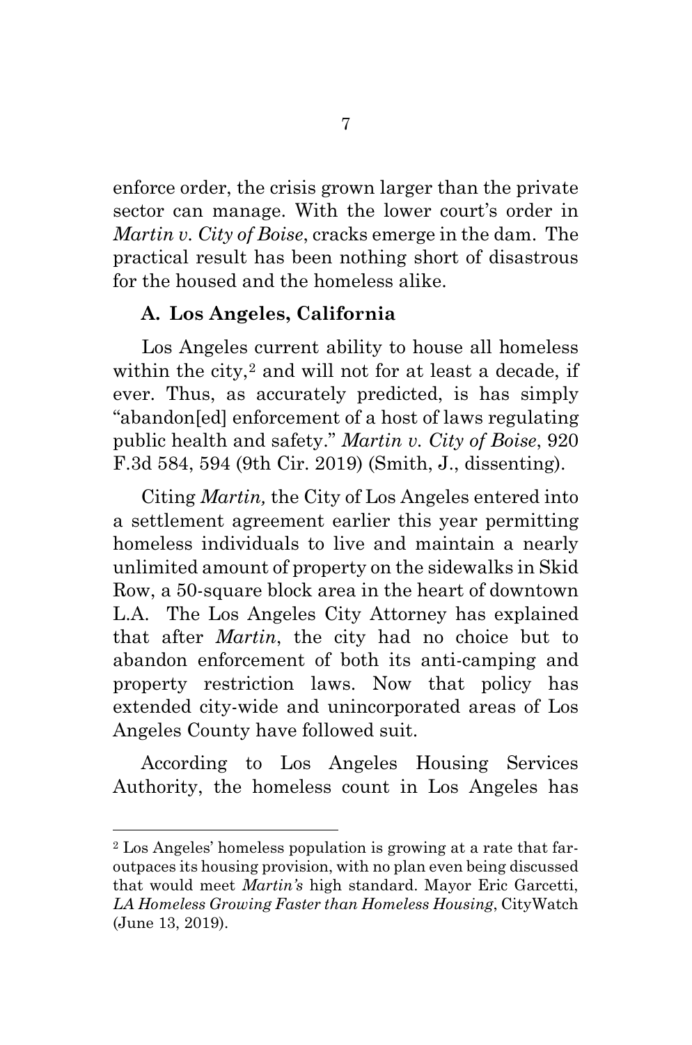enforce order, the crisis grown larger than the private sector can manage. With the lower court's order in *Martin v. City of Boise*, cracks emerge in the dam. The practical result has been nothing short of disastrous for the housed and the homeless alike.

### A. Los Angeles, California

Los Angeles current ability to house all homeless within the city,[2] and will not for at least a decade, if ever. Thus, as accurately predicted, is has simply "abandon[ed] enforcement of a host of laws regulating public health and safety." *Martin v. City of Boise*, 920 F.3d 584, 594 (9th Cir. 2019) (Smith, J., dissenting).

Citing *Martin,* the City of Los Angeles entered into a settlement agreement earlier this year permitting homeless individuals to live and maintain a nearly unlimited amount of property on the sidewalks in Skid Row, a 50-square block area in the heart of downtown L.A. The Los Angeles City Attorney has explained that after *Martin*, the city had no choice but to abandon enforcement of both its anti-camping and property restriction laws. Now that policy has extended city-wide and unincorporated areas of Los Angeles County have followed suit.

According to Los Angeles Housing Services Authority, the homeless count in Los Angeles has

---

[2] Los Angeles' homeless population is growing at a rate that far-outpaces its housing provision, with no plan even being discussed that would meet *Martin's* high standard. Mayor Eric Garcetti, *LA Homeless Growing Faster than Homeless Housing*, CityWatch (June 13, 2019).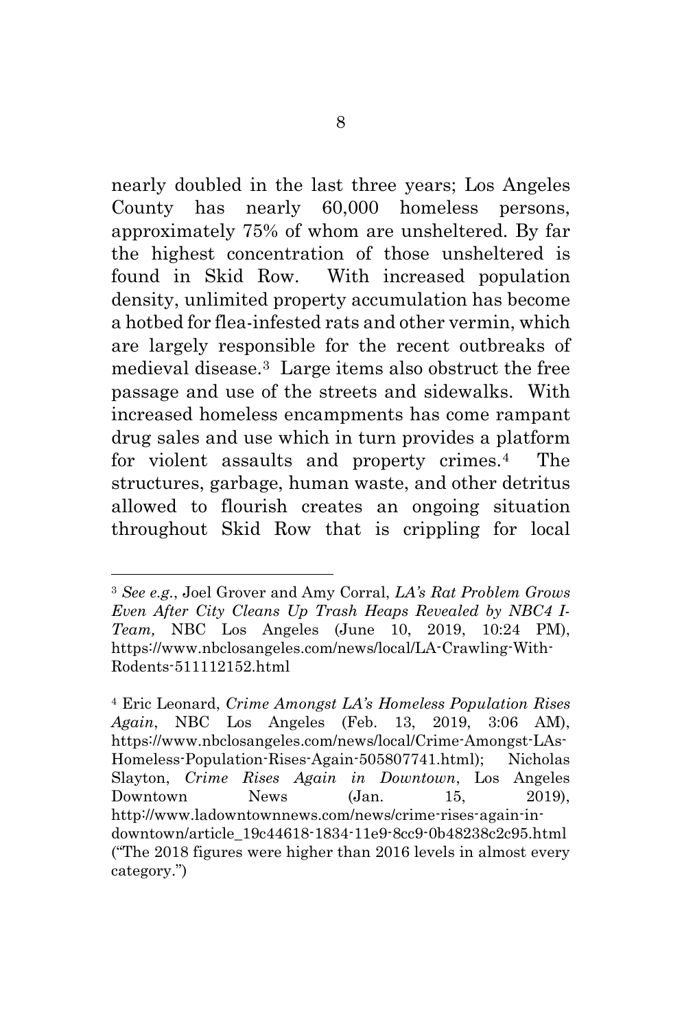nearly doubled in the last three years; Los Angeles County has nearly 60,000 homeless persons, approximately 75% of whom are unsheltered. By far the highest concentration of those unsheltered is found in Skid Row. With increased population density, unlimited property accumulation has become a hotbed for flea-infested rats and other vermin, which are largely responsible for the recent outbreaks of medieval disease.[3] Large items also obstruct the free passage and use of the streets and sidewalks. With increased homeless encampments has come rampant drug sales and use which in turn provides a platform for violent assaults and property crimes.[4] The structures, garbage, human waste, and other detritus allowed to flourish creates an ongoing situation throughout Skid Row that is crippling for local

---

[3] *See e.g.*, Joel Grover and Amy Corral, *LA's Rat Problem Grows Even After City Cleans Up Trash Heaps Revealed by NBC4 I-Team,* NBC Los Angeles (June 10, 2019, 10:24 PM), https://www.nbclosangeles.com/news/local/LA-Crawling-With-Rodents-511112152.html

[4] Eric Leonard, *Crime Amongst LA's Homeless Population Rises Again*, NBC Los Angeles (Feb. 13, 2019, 3:06 AM), https://www.nbclosangeles.com/news/local/Crime-Amongst-LAs-Homeless-Population-Rises-Again-505807741.html); Nicholas Slayton, *Crime Rises Again in Downtown*, Los Angeles Downtown News (Jan. 15, 2019), http://www.ladowntownnews.com/news/crime-rises-again-in-downtown/article_19c44618-1834-11e9-8cc9-0b48238c2c95.html ("The 2018 figures were higher than 2016 levels in almost every category.")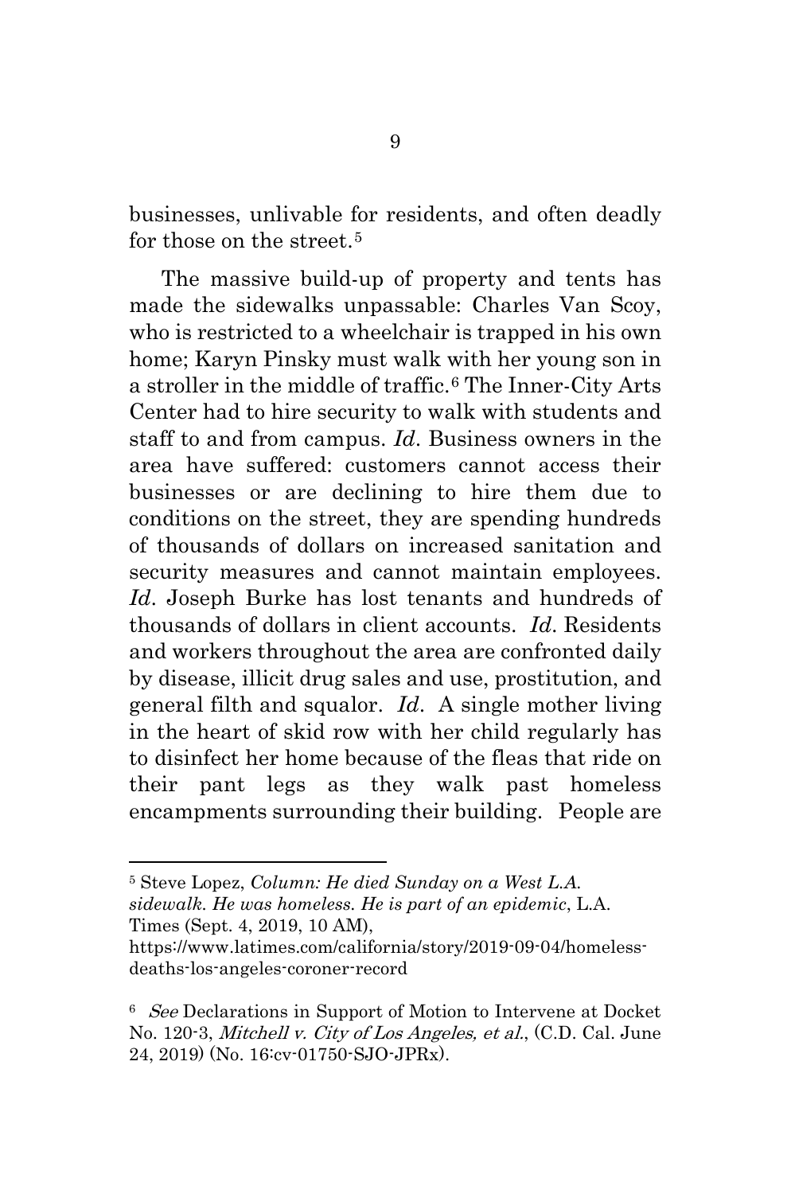businesses, unlivable for residents, and often deadly for those on the street.[5]

The massive build-up of property and tents has made the sidewalks unpassable: Charles Van Scoy, who is restricted to a wheelchair is trapped in his own home; Karyn Pinsky must walk with her young son in a stroller in the middle of traffic.[6] The Inner-City Arts Center had to hire security to walk with students and staff to and from campus. *Id*. Business owners in the area have suffered: customers cannot access their businesses or are declining to hire them due to conditions on the street, they are spending hundreds of thousands of dollars on increased sanitation and security measures and cannot maintain employees. *Id*. Joseph Burke has lost tenants and hundreds of thousands of dollars in client accounts. *Id*. Residents and workers throughout the area are confronted daily by disease, illicit drug sales and use, prostitution, and general filth and squalor. *Id*. A single mother living in the heart of skid row with her child regularly has to disinfect her home because of the fleas that ride on their pant legs as they walk past homeless encampments surrounding their building. People are

---

[5] Steve Lopez, *Column: He died Sunday on a West L.A. sidewalk. He was homeless. He is part of an epidemic*, L.A. Times (Sept. 4, 2019, 10 AM), https://www.latimes.com/california/story/2019-09-04/homeless-deaths-los-angeles-coroner-record

[6] *See* Declarations in Support of Motion to Intervene at Docket No. 120-3, *Mitchell v. City of Los Angeles, et al.*, (C.D. Cal. June 24, 2019) (No. 16:cv-01750-SJO-JPRx).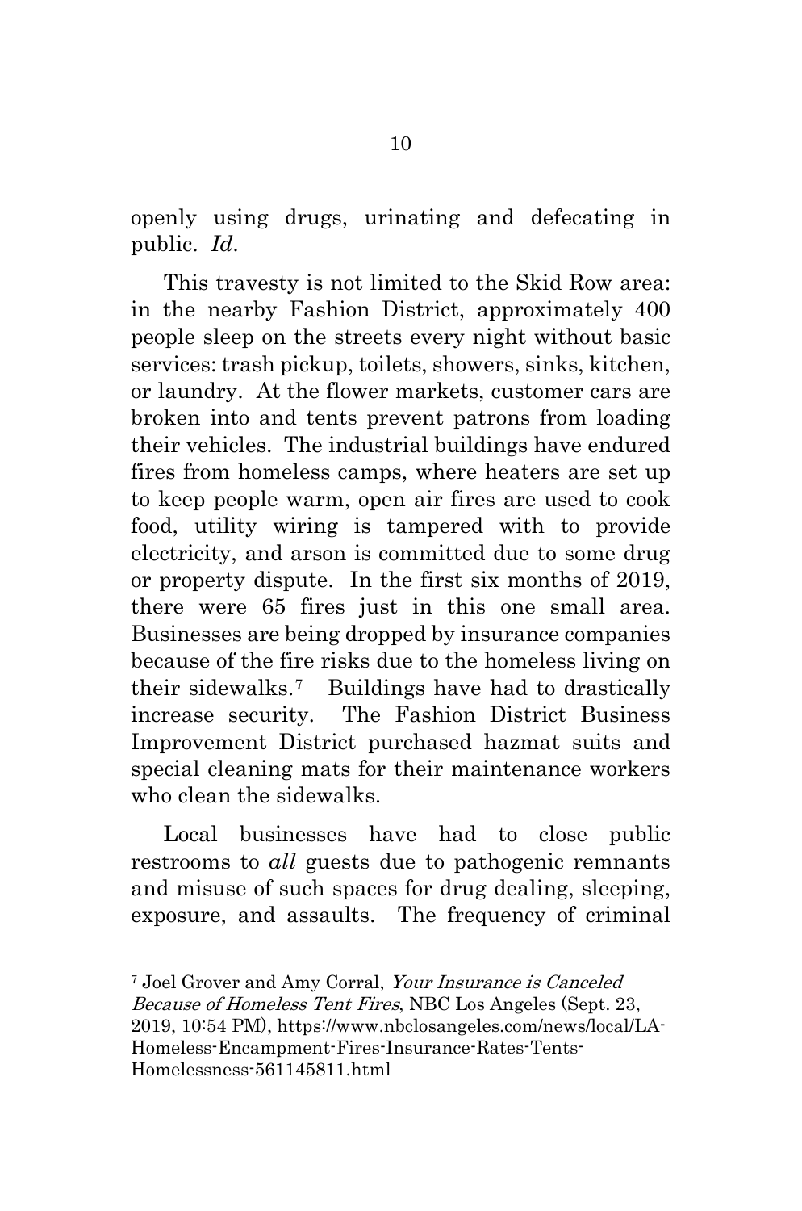openly using drugs, urinating and defecating in public. *Id.*

This travesty is not limited to the Skid Row area: in the nearby Fashion District, approximately 400 people sleep on the streets every night without basic services: trash pickup, toilets, showers, sinks, kitchen, or laundry. At the flower markets, customer cars are broken into and tents prevent patrons from loading their vehicles. The industrial buildings have endured fires from homeless camps, where heaters are set up to keep people warm, open air fires are used to cook food, utility wiring is tampered with to provide electricity, and arson is committed due to some drug or property dispute. In the first six months of 2019, there were 65 fires just in this one small area. Businesses are being dropped by insurance companies because of the fire risks due to the homeless living on their sidewalks.[7] Buildings have had to drastically increase security. The Fashion District Business Improvement District purchased hazmat suits and special cleaning mats for their maintenance workers who clean the sidewalks.

Local businesses have had to close public restrooms to *all* guests due to pathogenic remnants and misuse of such spaces for drug dealing, sleeping, exposure, and assaults. The frequency of criminal

---

[7] Joel Grover and Amy Corral, *Your Insurance is Canceled Because of Homeless Tent Fires*, NBC Los Angeles (Sept. 23, 2019, 10:54 PM), https://www.nbclosangeles.com/news/local/LA-Homeless-Encampment-Fires-Insurance-Rates-Tents-Homelessness-561145811.html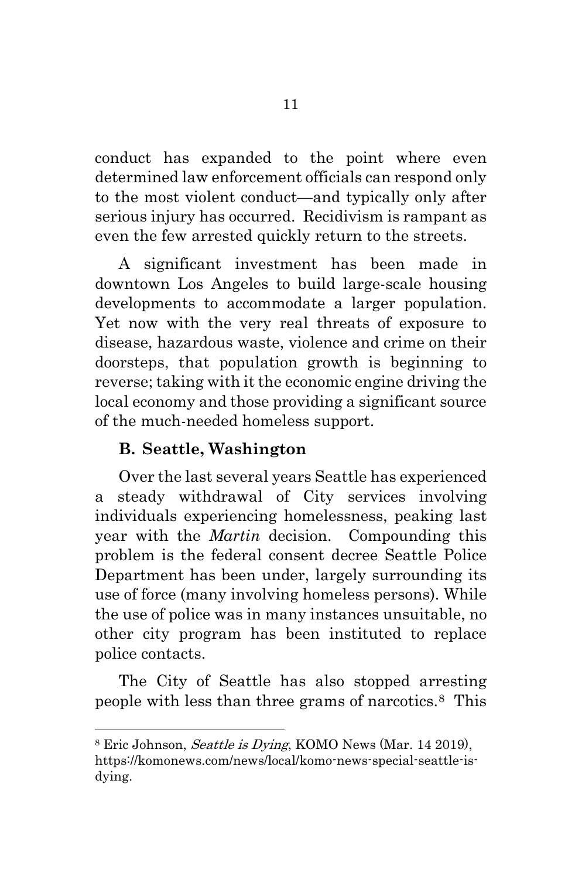conduct has expanded to the point where even determined law enforcement officials can respond only to the most violent conduct—and typically only after serious injury has occurred. Recidivism is rampant as even the few arrested quickly return to the streets.

A significant investment has been made in downtown Los Angeles to build large-scale housing developments to accommodate a larger population. Yet now with the very real threats of exposure to disease, hazardous waste, violence and crime on their doorsteps, that population growth is beginning to reverse; taking with it the economic engine driving the local economy and those providing a significant source of the much-needed homeless support.

### B. Seattle, Washington

Over the last several years Seattle has experienced a steady withdrawal of City services involving individuals experiencing homelessness, peaking last year with the *Martin* decision. Compounding this problem is the federal consent decree Seattle Police Department has been under, largely surrounding its use of force (many involving homeless persons). While the use of police was in many instances unsuitable, no other city program has been instituted to replace police contacts.

The City of Seattle has also stopped arresting people with less than three grams of narcotics.[8] This

---

[8] Eric Johnson, *Seattle is Dying*, KOMO News (Mar. 14 2019), https://komonews.com/news/local/komo-news-special-seattle-is-dying.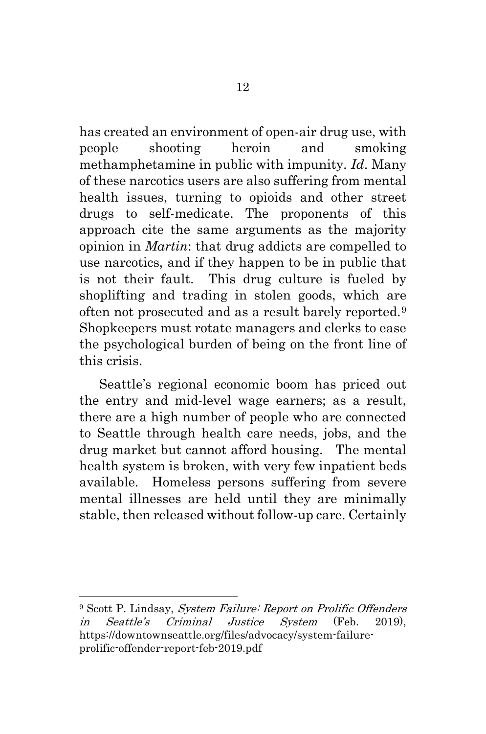has created an environment of open-air drug use, with people shooting heroin and smoking methamphetamine in public with impunity. *Id*. Many of these narcotics users are also suffering from mental health issues, turning to opioids and other street drugs to self-medicate. The proponents of this approach cite the same arguments as the majority opinion in *Martin*: that drug addicts are compelled to use narcotics, and if they happen to be in public that is not their fault. This drug culture is fueled by shoplifting and trading in stolen goods, which are often not prosecuted and as a result barely reported.[9] Shopkeepers must rotate managers and clerks to ease the psychological burden of being on the front line of this crisis.

Seattle's regional economic boom has priced out the entry and mid-level wage earners; as a result, there are a high number of people who are connected to Seattle through health care needs, jobs, and the drug market but cannot afford housing. The mental health system is broken, with very few inpatient beds available. Homeless persons suffering from severe mental illnesses are held until they are minimally stable, then released without follow-up care. Certainly

---

[9] Scott P. Lindsay, *System Failure: Report on Prolific Offenders in Seattle's Criminal Justice System* (Feb. 2019), https://downtownseattle.org/files/advocacy/system-failure-prolific-offender-report-feb-2019.pdf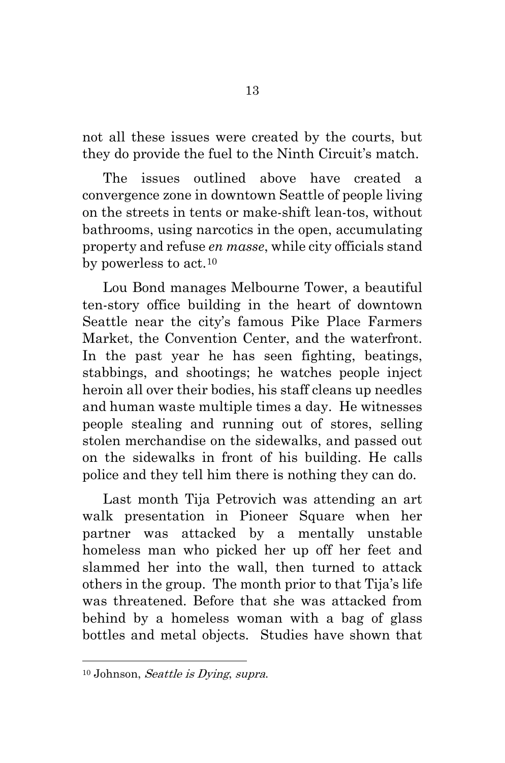not all these issues were created by the courts, but they do provide the fuel to the Ninth Circuit's match.

The issues outlined above have created a convergence zone in downtown Seattle of people living on the streets in tents or make-shift lean-tos, without bathrooms, using narcotics in the open, accumulating property and refuse *en masse*, while city officials stand by powerless to act.[10]

Lou Bond manages Melbourne Tower, a beautiful ten-story office building in the heart of downtown Seattle near the city's famous Pike Place Farmers Market, the Convention Center, and the waterfront. In the past year he has seen fighting, beatings, stabbings, and shootings; he watches people inject heroin all over their bodies, his staff cleans up needles and human waste multiple times a day. He witnesses people stealing and running out of stores, selling stolen merchandise on the sidewalks, and passed out on the sidewalks in front of his building. He calls police and they tell him there is nothing they can do.

Last month Tija Petrovich was attending an art walk presentation in Pioneer Square when her partner was attacked by a mentally unstable homeless man who picked her up off her feet and slammed her into the wall, then turned to attack others in the group. The month prior to that Tija's life was threatened. Before that she was attacked from behind by a homeless woman with a bag of glass bottles and metal objects. Studies have shown that

---

[10] Johnson, *Seattle is Dying*, *supra*.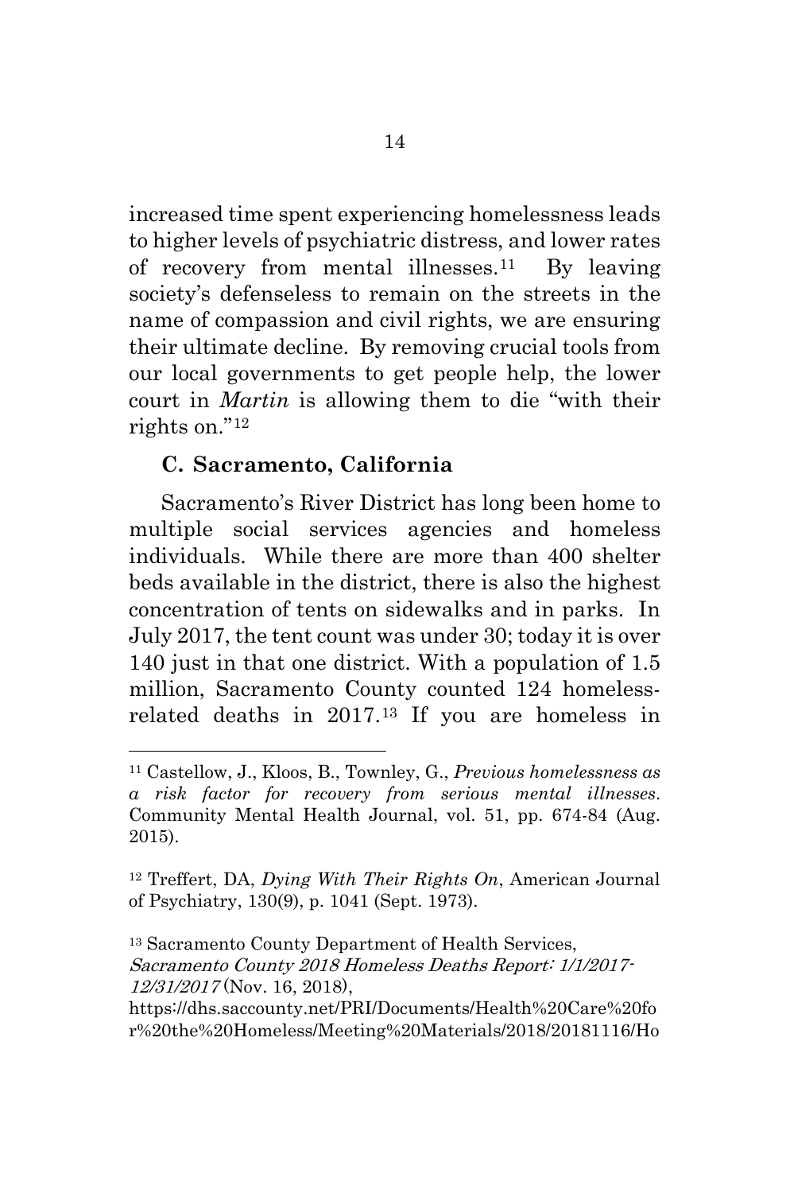increased time spent experiencing homelessness leads to higher levels of psychiatric distress, and lower rates of recovery from mental illnesses.[11] By leaving society's defenseless to remain on the streets in the name of compassion and civil rights, we are ensuring their ultimate decline. By removing crucial tools from our local governments to get people help, the lower court in *Martin* is allowing them to die "with their rights on."[12]

### C. Sacramento, California

Sacramento's River District has long been home to multiple social services agencies and homeless individuals. While there are more than 400 shelter beds available in the district, there is also the highest concentration of tents on sidewalks and in parks. In July 2017, the tent count was under 30; today it is over 140 just in that one district. With a population of 1.5 million, Sacramento County counted 124 homeless-related deaths in 2017.[13] If you are homeless in

---

[11] Castellow, J., Kloos, B., Townley, G., *Previous homelessness as a risk factor for recovery from serious mental illnesses*. Community Mental Health Journal, vol. 51, pp. 674-84 (Aug. 2015).

[12] Treffert, DA, *Dying With Their Rights On*, American Journal of Psychiatry, 130(9), p. 1041 (Sept. 1973).

[13] Sacramento County Department of Health Services, *Sacramento County 2018 Homeless Deaths Report: 1/1/2017-12/31/2017* (Nov. 16, 2018), https://dhs.saccounty.net/PRI/Documents/Health%20Care%20for%20the%20Homeless/Meeting%20Materials/2018/20181116/Ho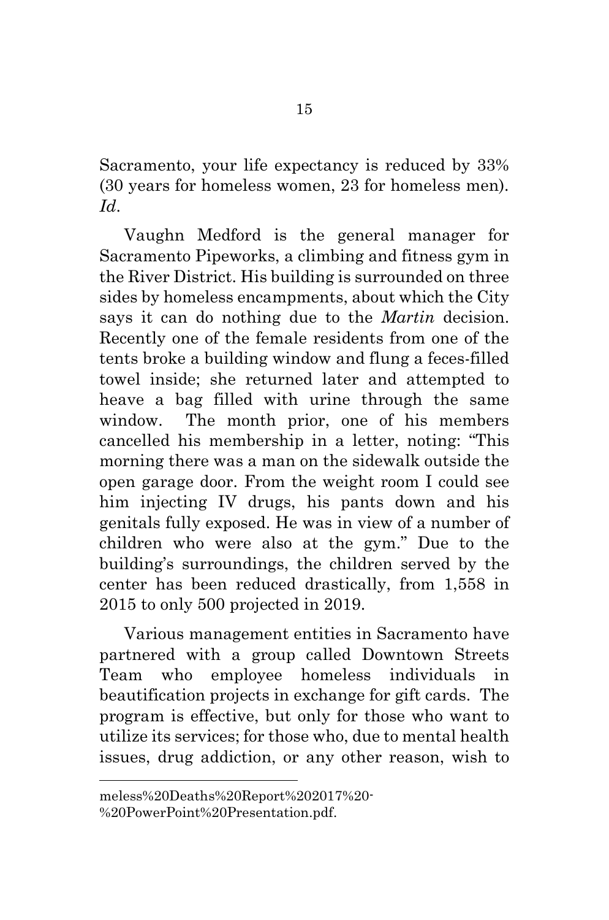Sacramento, your life expectancy is reduced by 33% (30 years for homeless women, 23 for homeless men). *Id*.

Vaughn Medford is the general manager for Sacramento Pipeworks, a climbing and fitness gym in the River District. His building is surrounded on three sides by homeless encampments, about which the City says it can do nothing due to the *Martin* decision. Recently one of the female residents from one of the tents broke a building window and flung a feces-filled towel inside; she returned later and attempted to heave a bag filled with urine through the same window. The month prior, one of his members cancelled his membership in a letter, noting: "This morning there was a man on the sidewalk outside the open garage door. From the weight room I could see him injecting IV drugs, his pants down and his genitals fully exposed. He was in view of a number of children who were also at the gym." Due to the building's surroundings, the children served by the center has been reduced drastically, from 1,558 in 2015 to only 500 projected in 2019.

Various management entities in Sacramento have partnered with a group called Downtown Streets Team who employee homeless individuals in beautification projects in exchange for gift cards. The program is effective, but only for those who want to utilize its services; for those who, due to mental health issues, drug addiction, or any other reason, wish to

---

meless%20Deaths%20Report%202017%20-%20PowerPoint%20Presentation.pdf.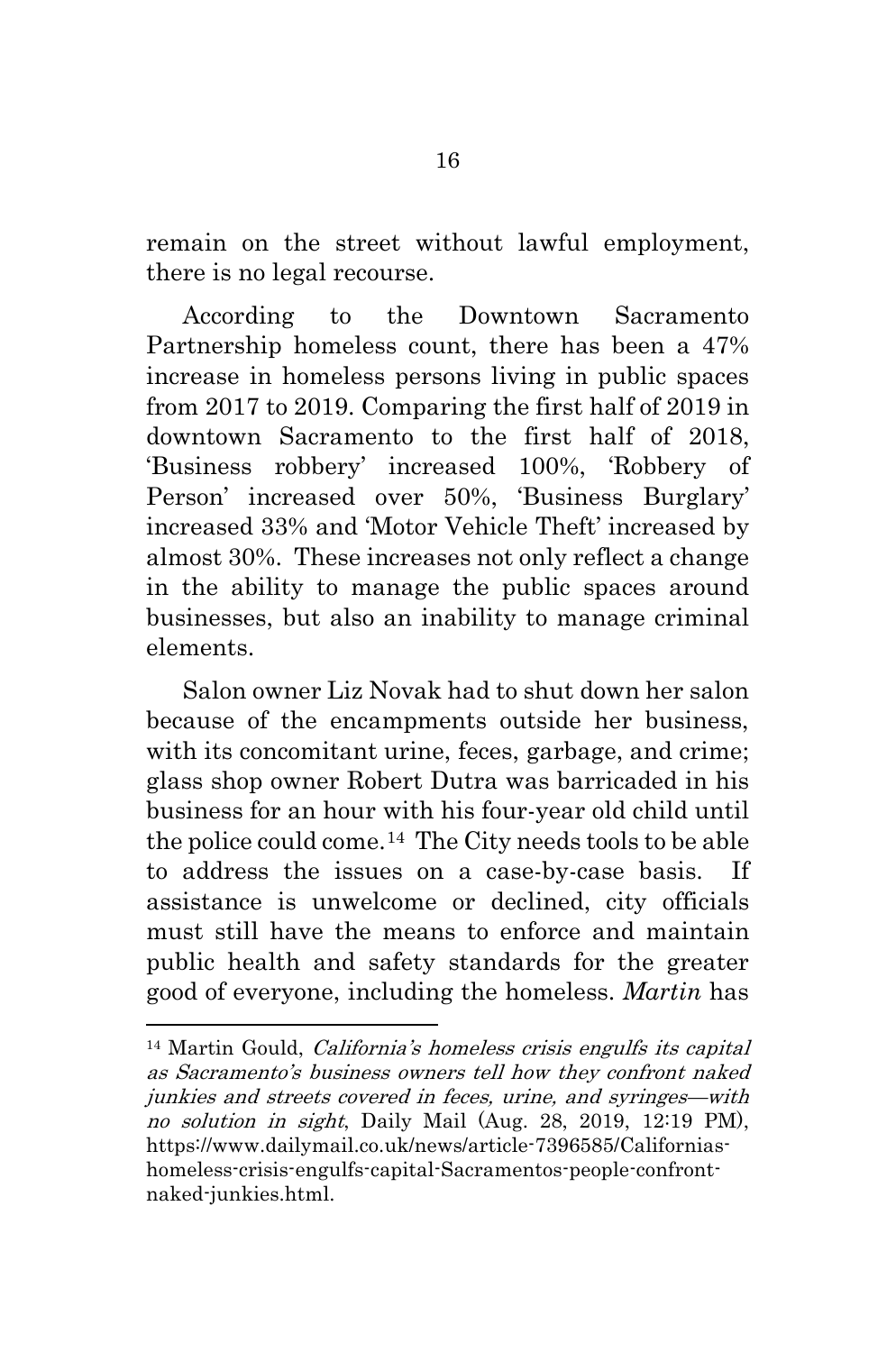remain on the street without lawful employment, there is no legal recourse.

According to the Downtown Sacramento Partnership homeless count, there has been a 47% increase in homeless persons living in public spaces from 2017 to 2019. Comparing the first half of 2019 in downtown Sacramento to the first half of 2018, 'Business robbery' increased 100%, 'Robbery of Person' increased over 50%, 'Business Burglary' increased 33% and 'Motor Vehicle Theft' increased by almost 30%. These increases not only reflect a change in the ability to manage the public spaces around businesses, but also an inability to manage criminal elements.

Salon owner Liz Novak had to shut down her salon because of the encampments outside her business, with its concomitant urine, feces, garbage, and crime; glass shop owner Robert Dutra was barricaded in his business for an hour with his four-year old child until the police could come.[14] The City needs tools to be able to address the issues on a case-by-case basis. If assistance is unwelcome or declined, city officials must still have the means to enforce and maintain public health and safety standards for the greater good of everyone, including the homeless. *Martin* has

---

[14] Martin Gould, *California's homeless crisis engulfs its capital as Sacramento's business owners tell how they confront naked junkies and streets covered in feces, urine, and syringes—with no solution in sight*, Daily Mail (Aug. 28, 2019, 12:19 PM), https://www.dailymail.co.uk/news/article-7396585/Californias-homeless-crisis-engulfs-capital-Sacramentos-people-confront-naked-junkies.html.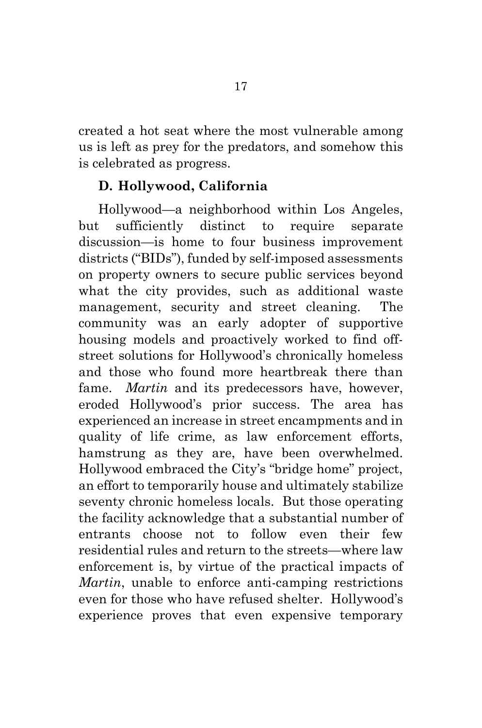created a hot seat where the most vulnerable among us is left as prey for the predators, and somehow this is celebrated as progress.

### D. Hollywood, California

Hollywood—a neighborhood within Los Angeles, but sufficiently distinct to require separate discussion—is home to four business improvement districts ("BIDs"), funded by self-imposed assessments on property owners to secure public services beyond what the city provides, such as additional waste management, security and street cleaning. The community was an early adopter of supportive housing models and proactively worked to find off-street solutions for Hollywood's chronically homeless and those who found more heartbreak there than fame. *Martin* and its predecessors have, however, eroded Hollywood's prior success. The area has experienced an increase in street encampments and in quality of life crime, as law enforcement efforts, hamstrung as they are, have been overwhelmed. Hollywood embraced the City's "bridge home" project, an effort to temporarily house and ultimately stabilize seventy chronic homeless locals. But those operating the facility acknowledge that a substantial number of entrants choose not to follow even their few residential rules and return to the streets—where law enforcement is, by virtue of the practical impacts of *Martin*, unable to enforce anti-camping restrictions even for those who have refused shelter. Hollywood's experience proves that even expensive temporary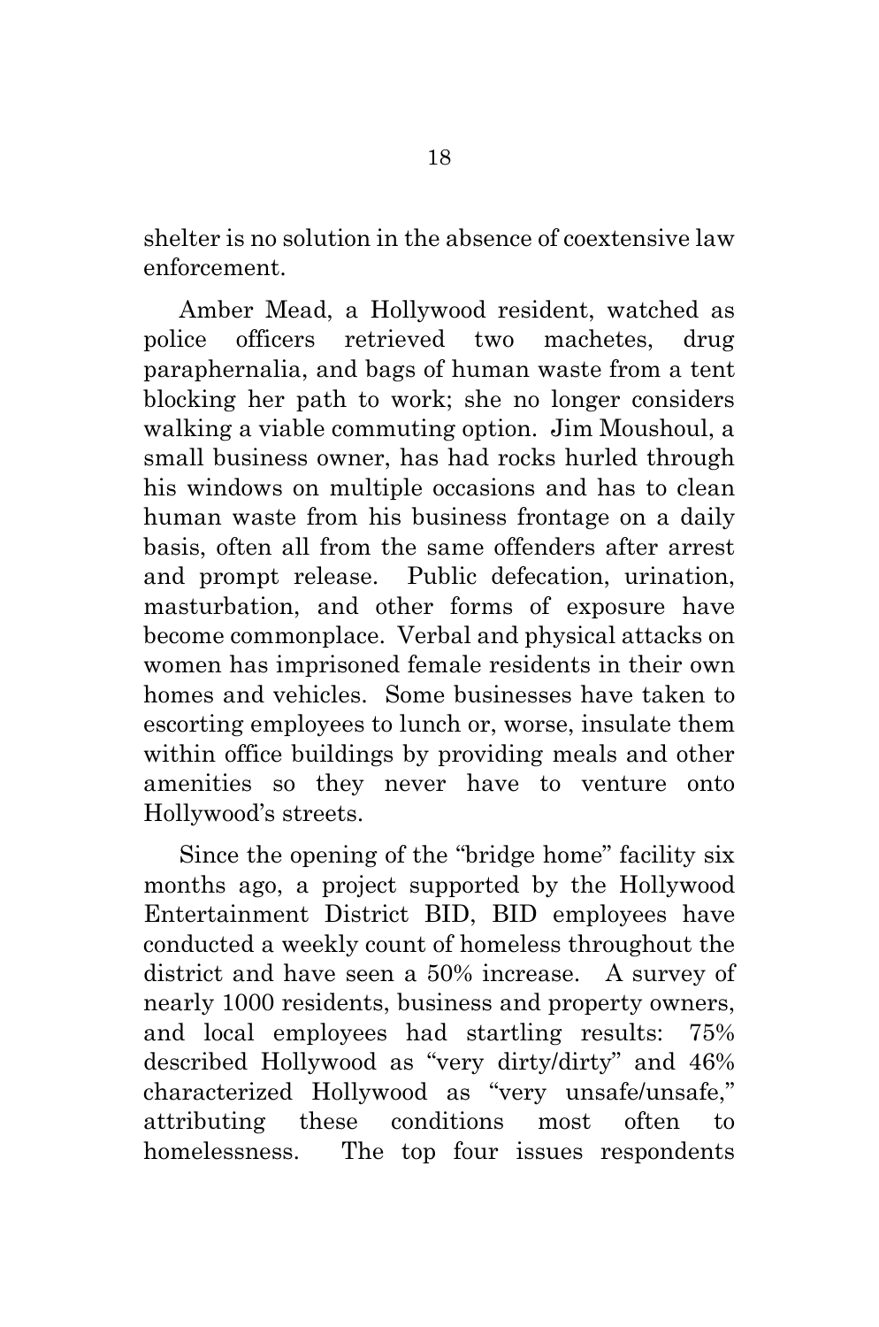shelter is no solution in the absence of coextensive law enforcement.

Amber Mead, a Hollywood resident, watched as police officers retrieved two machetes, drug paraphernalia, and bags of human waste from a tent blocking her path to work; she no longer considers walking a viable commuting option. Jim Moushoul, a small business owner, has had rocks hurled through his windows on multiple occasions and has to clean human waste from his business frontage on a daily basis, often all from the same offenders after arrest and prompt release. Public defecation, urination, masturbation, and other forms of exposure have become commonplace. Verbal and physical attacks on women has imprisoned female residents in their own homes and vehicles. Some businesses have taken to escorting employees to lunch or, worse, insulate them within office buildings by providing meals and other amenities so they never have to venture onto Hollywood's streets.

Since the opening of the "bridge home" facility six months ago, a project supported by the Hollywood Entertainment District BID, BID employees have conducted a weekly count of homeless throughout the district and have seen a 50% increase. A survey of nearly 1000 residents, business and property owners, and local employees had startling results: 75% described Hollywood as "very dirty/dirty" and 46% characterized Hollywood as "very unsafe/unsafe," attributing these conditions most often to homelessness. The top four issues respondents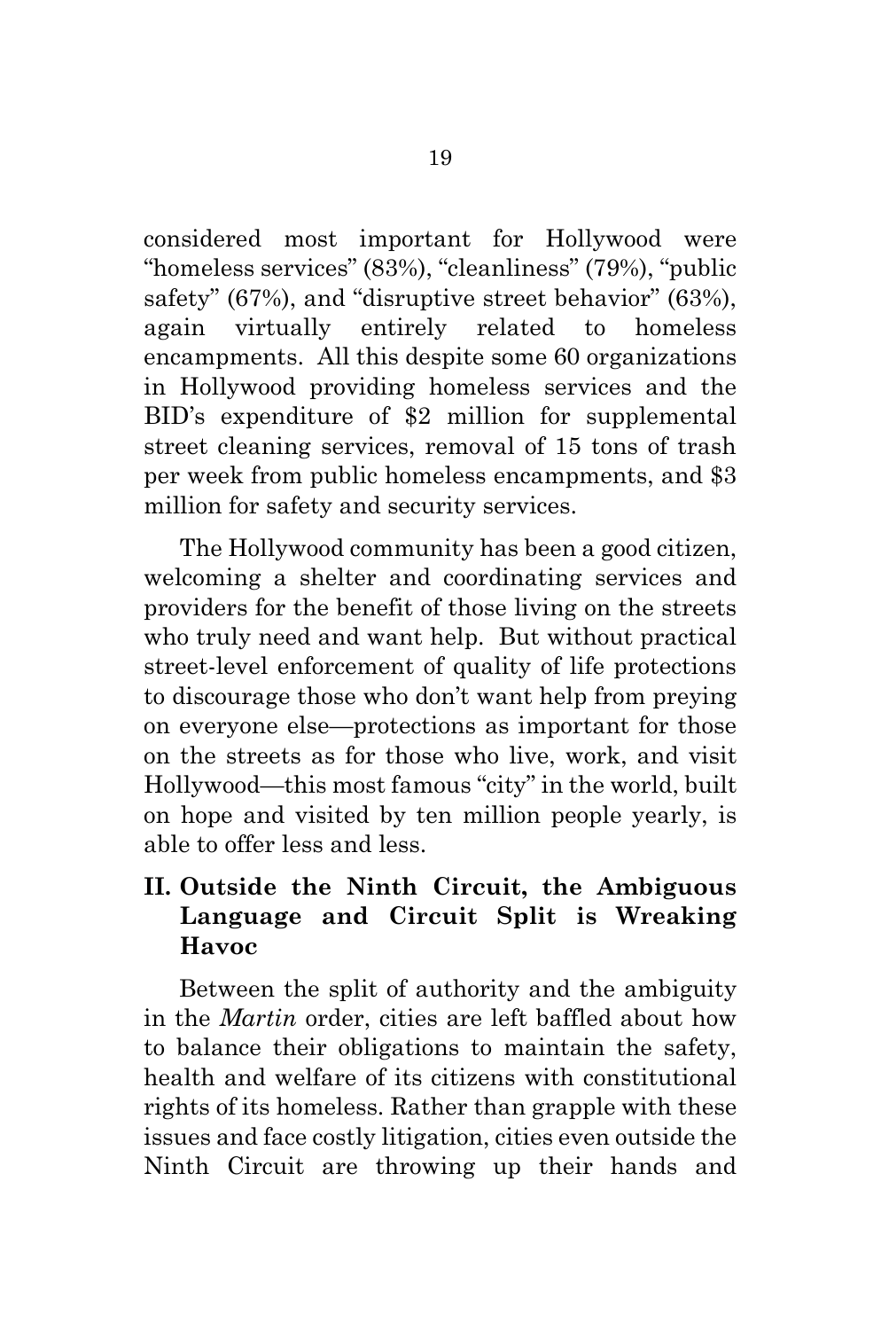considered most important for Hollywood were "homeless services" (83%), "cleanliness" (79%), "public safety" (67%), and "disruptive street behavior" (63%), again virtually entirely related to homeless encampments. All this despite some 60 organizations in Hollywood providing homeless services and the BID's expenditure of $2 million for supplemental street cleaning services, removal of 15 tons of trash per week from public homeless encampments, and $3 million for safety and security services.

The Hollywood community has been a good citizen, welcoming a shelter and coordinating services and providers for the benefit of those living on the streets who truly need and want help. But without practical street-level enforcement of quality of life protections to discourage those who don't want help from preying on everyone else—protections as important for those on the streets as for those who live, work, and visit Hollywood—this most famous "city" in the world, built on hope and visited by ten million people yearly, is able to offer less and less.

## II. Outside the Ninth Circuit, the Ambiguous Language and Circuit Split is Wreaking Havoc

Between the split of authority and the ambiguity in the *Martin* order, cities are left baffled about how to balance their obligations to maintain the safety, health and welfare of its citizens with constitutional rights of its homeless. Rather than grapple with these issues and face costly litigation, cities even outside the Ninth Circuit are throwing up their hands and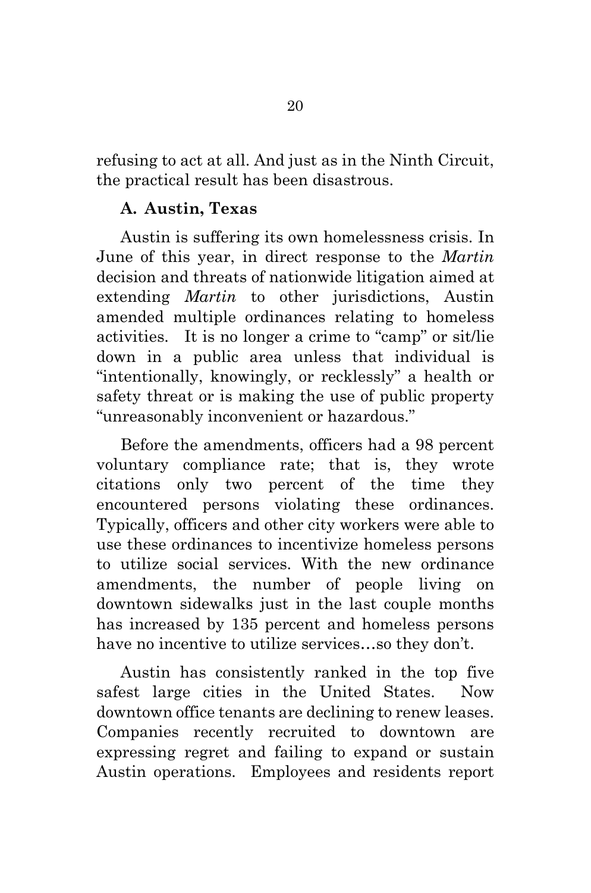refusing to act at all. And just as in the Ninth Circuit, the practical result has been disastrous.

### A. Austin, Texas

Austin is suffering its own homelessness crisis. In June of this year, in direct response to the *Martin* decision and threats of nationwide litigation aimed at extending *Martin* to other jurisdictions, Austin amended multiple ordinances relating to homeless activities. It is no longer a crime to "camp" or sit/lie down in a public area unless that individual is "intentionally, knowingly, or recklessly" a health or safety threat or is making the use of public property "unreasonably inconvenient or hazardous."

Before the amendments, officers had a 98 percent voluntary compliance rate; that is, they wrote citations only two percent of the time they encountered persons violating these ordinances. Typically, officers and other city workers were able to use these ordinances to incentivize homeless persons to utilize social services. With the new ordinance amendments, the number of people living on downtown sidewalks just in the last couple months has increased by 135 percent and homeless persons have no incentive to utilize services…so they don't.

Austin has consistently ranked in the top five safest large cities in the United States. Now downtown office tenants are declining to renew leases. Companies recently recruited to downtown are expressing regret and failing to expand or sustain Austin operations. Employees and residents report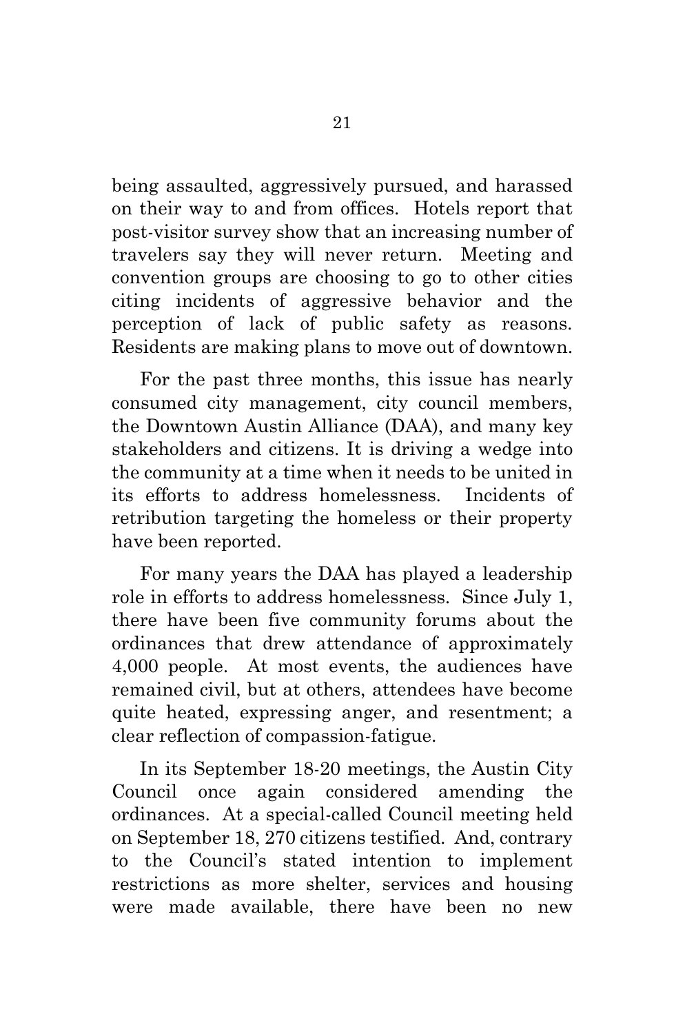being assaulted, aggressively pursued, and harassed on their way to and from offices. Hotels report that post-visitor survey show that an increasing number of travelers say they will never return. Meeting and convention groups are choosing to go to other cities citing incidents of aggressive behavior and the perception of lack of public safety as reasons. Residents are making plans to move out of downtown.

For the past three months, this issue has nearly consumed city management, city council members, the Downtown Austin Alliance (DAA), and many key stakeholders and citizens. It is driving a wedge into the community at a time when it needs to be united in its efforts to address homelessness. Incidents of retribution targeting the homeless or their property have been reported.

For many years the DAA has played a leadership role in efforts to address homelessness. Since July 1, there have been five community forums about the ordinances that drew attendance of approximately 4,000 people. At most events, the audiences have remained civil, but at others, attendees have become quite heated, expressing anger, and resentment; a clear reflection of compassion-fatigue.

In its September 18-20 meetings, the Austin City Council once again considered amending the ordinances. At a special-called Council meeting held on September 18, 270 citizens testified. And, contrary to the Council's stated intention to implement restrictions as more shelter, services and housing were made available, there have been no new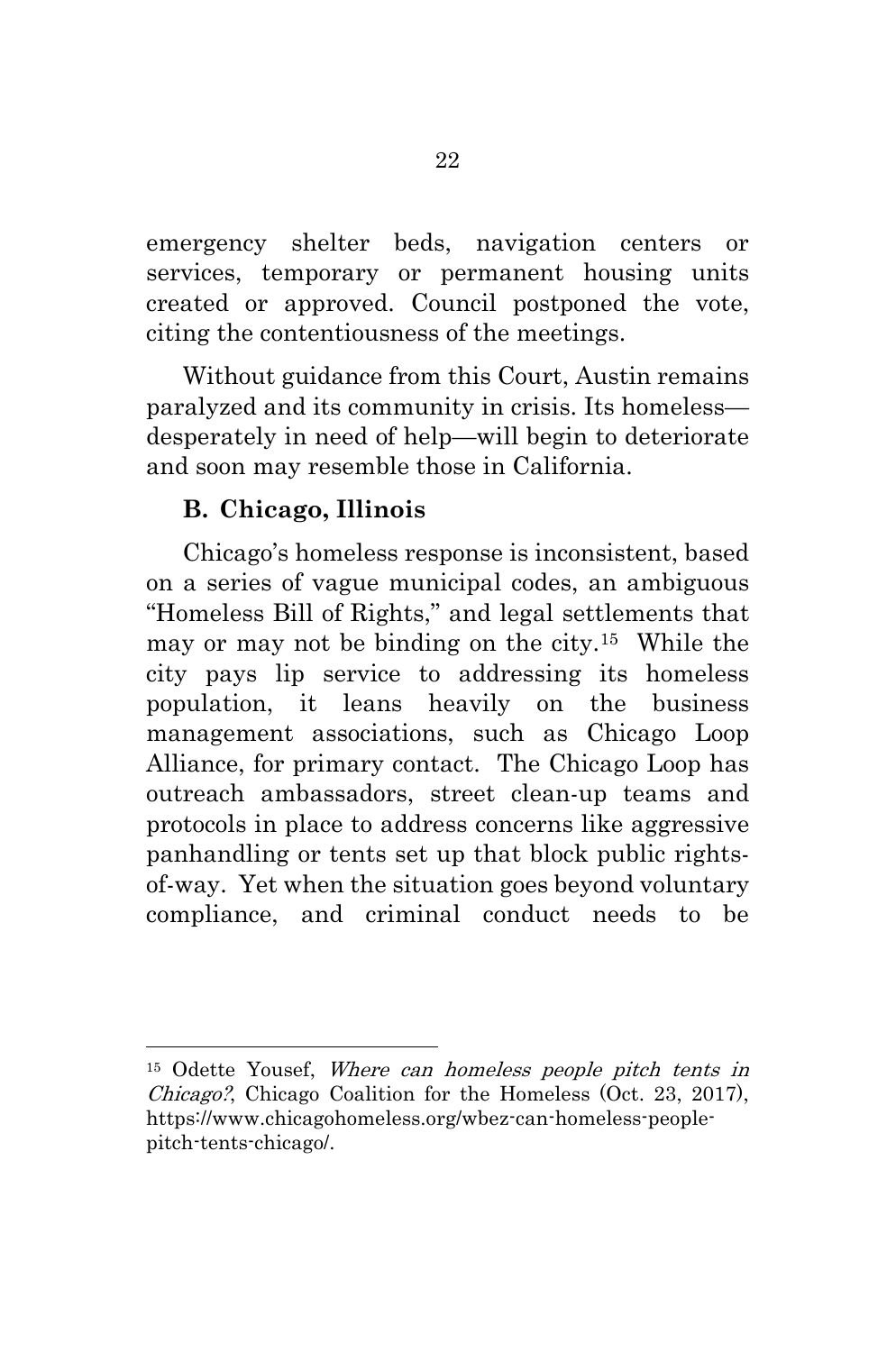emergency shelter beds, navigation centers or services, temporary or permanent housing units created or approved. Council postponed the vote, citing the contentiousness of the meetings.

Without guidance from this Court, Austin remains paralyzed and its community in crisis. Its homeless—desperately in need of help—will begin to deteriorate and soon may resemble those in California.

### B. Chicago, Illinois

Chicago's homeless response is inconsistent, based on a series of vague municipal codes, an ambiguous "Homeless Bill of Rights," and legal settlements that may or may not be binding on the city.[15] While the city pays lip service to addressing its homeless population, it leans heavily on the business management associations, such as Chicago Loop Alliance, for primary contact. The Chicago Loop has outreach ambassadors, street clean-up teams and protocols in place to address concerns like aggressive panhandling or tents set up that block public rights-of-way. Yet when the situation goes beyond voluntary compliance, and criminal conduct needs to be

---

[15] Odette Yousef, *Where can homeless people pitch tents in Chicago?*, Chicago Coalition for the Homeless (Oct. 23, 2017), https://www.chicagohomeless.org/wbez-can-homeless-people-pitch-tents-chicago/.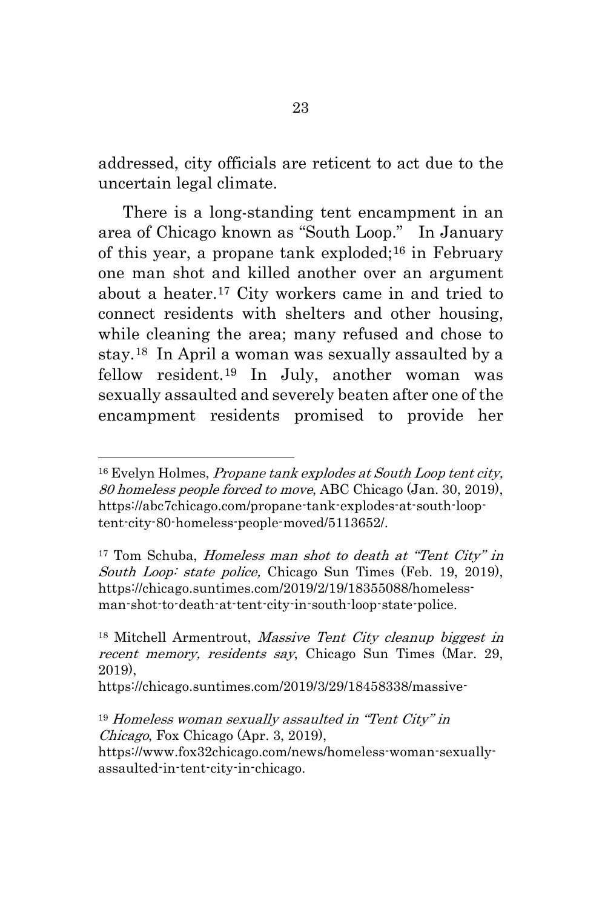addressed, city officials are reticent to act due to the uncertain legal climate.

There is a long-standing tent encampment in an area of Chicago known as "South Loop." In January of this year, a propane tank exploded;[16] in February one man shot and killed another over an argument about a heater.[17] City workers came in and tried to connect residents with shelters and other housing, while cleaning the area; many refused and chose to stay.[18] In April a woman was sexually assaulted by a fellow resident.[19] In July, another woman was sexually assaulted and severely beaten after one of the encampment residents promised to provide her

---

[16] Evelyn Holmes, *Propane tank explodes at South Loop tent city, 80 homeless people forced to move*, ABC Chicago (Jan. 30, 2019), https://abc7chicago.com/propane-tank-explodes-at-south-loop-tent-city-80-homeless-people-moved/5113652/.

[17] Tom Schuba, *Homeless man shot to death at "Tent City" in South Loop: state police,* Chicago Sun Times (Feb. 19, 2019), https://chicago.suntimes.com/2019/2/19/18355088/homeless-man-shot-to-death-at-tent-city-in-south-loop-state-police.

[18] Mitchell Armentrout, *Massive Tent City cleanup biggest in recent memory, residents say*, Chicago Sun Times (Mar. 29, 2019),
https://chicago.suntimes.com/2019/3/29/18458338/massive-

[19] *Homeless woman sexually assaulted in "Tent City" in Chicago*, Fox Chicago (Apr. 3, 2019), https://www.fox32chicago.com/news/homeless-woman-sexually-assaulted-in-tent-city-in-chicago.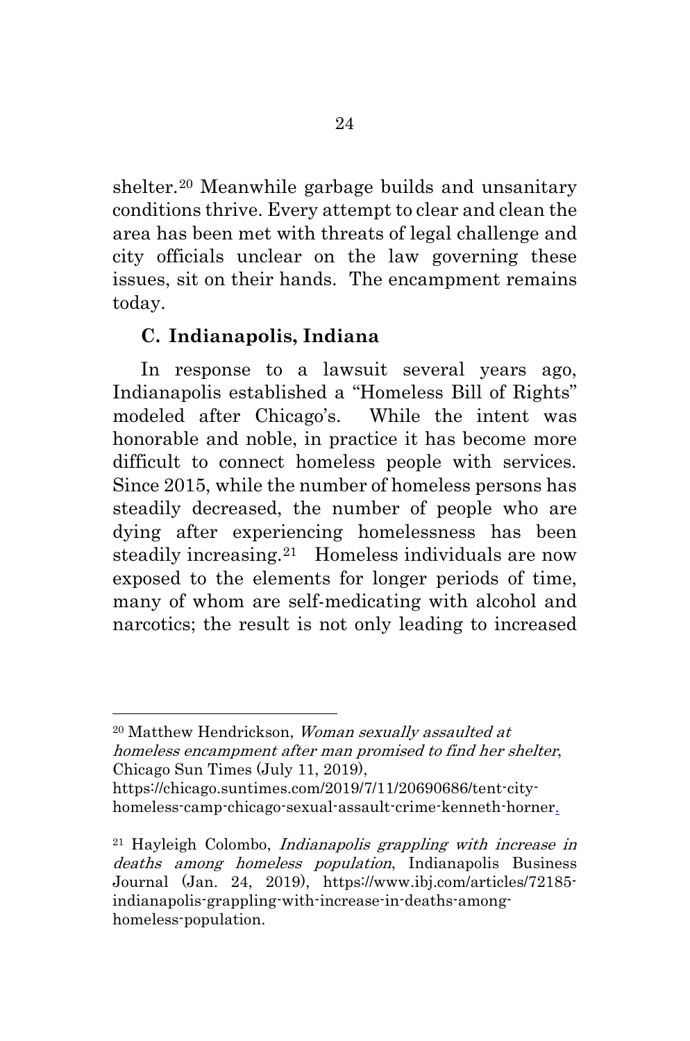shelter.[20] Meanwhile garbage builds and unsanitary conditions thrive. Every attempt to clear and clean the area has been met with threats of legal challenge and city officials unclear on the law governing these issues, sit on their hands. The encampment remains today.

### C. Indianapolis, Indiana

In response to a lawsuit several years ago, Indianapolis established a "Homeless Bill of Rights" modeled after Chicago's. While the intent was honorable and noble, in practice it has become more difficult to connect homeless people with services. Since 2015, while the number of homeless persons has steadily decreased, the number of people who are dying after experiencing homelessness has been steadily increasing.[21] Homeless individuals are now exposed to the elements for longer periods of time, many of whom are self-medicating with alcohol and narcotics; the result is not only leading to increased

---

[20] Matthew Hendrickson, *Woman sexually assaulted at homeless encampment after man promised to find her shelter*, Chicago Sun Times (July 11, 2019), https://chicago.suntimes.com/2019/7/11/20690686/tent-city-homeless-camp-chicago-sexual-assault-crime-kenneth-horner.

[21] Hayleigh Colombo, *Indianapolis grappling with increase in deaths among homeless population*, Indianapolis Business Journal (Jan. 24, 2019), https://www.ibj.com/articles/72185-indianapolis-grappling-with-increase-in-deaths-among-homeless-population.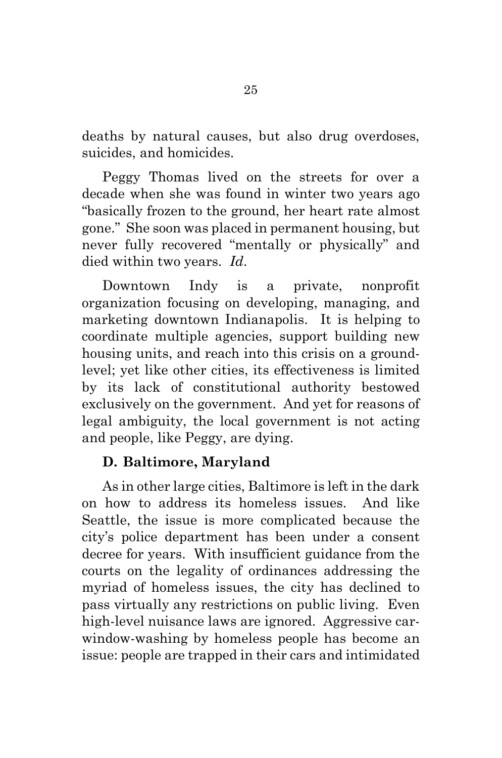deaths by natural causes, but also drug overdoses, suicides, and homicides.

Peggy Thomas lived on the streets for over a decade when she was found in winter two years ago "basically frozen to the ground, her heart rate almost gone." She soon was placed in permanent housing, but never fully recovered "mentally or physically" and died within two years. *Id.*

Downtown Indy is a private, nonprofit organization focusing on developing, managing, and marketing downtown Indianapolis. It is helping to coordinate multiple agencies, support building new housing units, and reach into this crisis on a ground-level; yet like other cities, its effectiveness is limited by its lack of constitutional authority bestowed exclusively on the government. And yet for reasons of legal ambiguity, the local government is not acting and people, like Peggy, are dying.

### D. Baltimore, Maryland

As in other large cities, Baltimore is left in the dark on how to address its homeless issues. And like Seattle, the issue is more complicated because the city's police department has been under a consent decree for years. With insufficient guidance from the courts on the legality of ordinances addressing the myriad of homeless issues, the city has declined to pass virtually any restrictions on public living. Even high-level nuisance laws are ignored. Aggressive car-window-washing by homeless people has become an issue: people are trapped in their cars and intimidated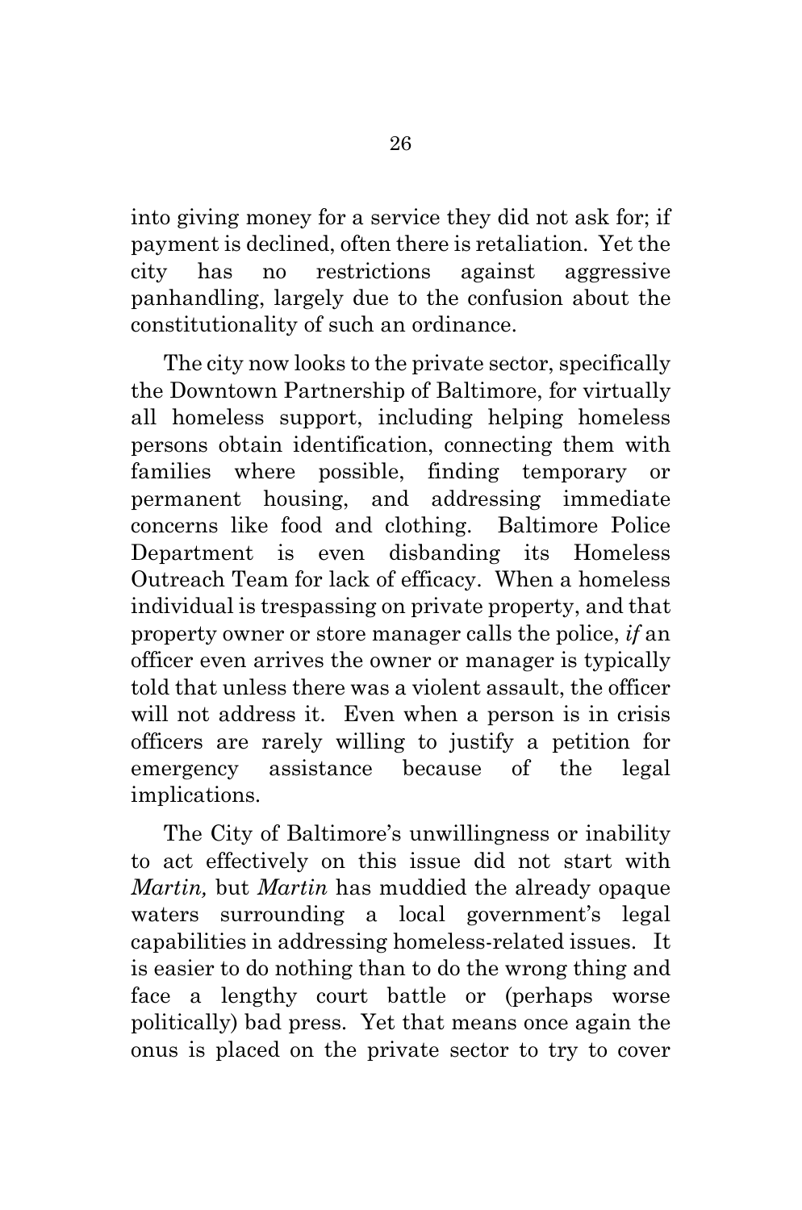into giving money for a service they did not ask for; if payment is declined, often there is retaliation. Yet the city has no restrictions against aggressive panhandling, largely due to the confusion about the constitutionality of such an ordinance.

The city now looks to the private sector, specifically the Downtown Partnership of Baltimore, for virtually all homeless support, including helping homeless persons obtain identification, connecting them with families where possible, finding temporary or permanent housing, and addressing immediate concerns like food and clothing. Baltimore Police Department is even disbanding its Homeless Outreach Team for lack of efficacy. When a homeless individual is trespassing on private property, and that property owner or store manager calls the police, *if* an officer even arrives the owner or manager is typically told that unless there was a violent assault, the officer will not address it. Even when a person is in crisis officers are rarely willing to justify a petition for emergency assistance because of the legal implications.

The City of Baltimore's unwillingness or inability to act effectively on this issue did not start with *Martin,* but *Martin* has muddied the already opaque waters surrounding a local government's legal capabilities in addressing homeless-related issues. It is easier to do nothing than to do the wrong thing and face a lengthy court battle or (perhaps worse politically) bad press. Yet that means once again the onus is placed on the private sector to try to cover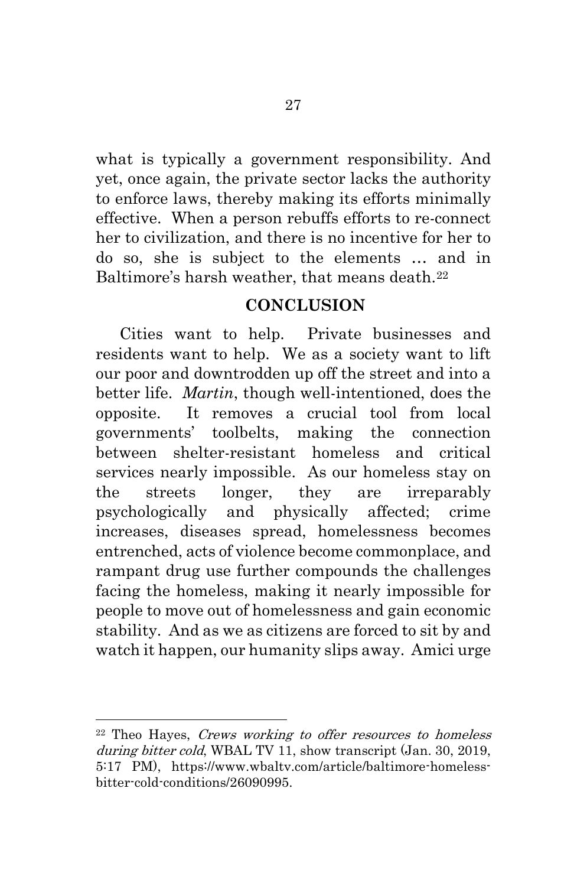what is typically a government responsibility. And yet, once again, the private sector lacks the authority to enforce laws, thereby making its efforts minimally effective. When a person rebuffs efforts to re-connect her to civilization, and there is no incentive for her to do so, she is subject to the elements … and in Baltimore's harsh weather, that means death.[22]

## CONCLUSION

Cities want to help. Private businesses and residents want to help. We as a society want to lift our poor and downtrodden up off the street and into a better life. *Martin*, though well-intentioned, does the opposite. It removes a crucial tool from local governments' toolbelts, making the connection between shelter-resistant homeless and critical services nearly impossible. As our homeless stay on the streets longer, they are irreparably psychologically and physically affected; crime increases, diseases spread, homelessness becomes entrenched, acts of violence become commonplace, and rampant drug use further compounds the challenges facing the homeless, making it nearly impossible for people to move out of homelessness and gain economic stability. And as we as citizens are forced to sit by and watch it happen, our humanity slips away. Amici urge

---

[22] Theo Hayes, *Crews working to offer resources to homeless during bitter cold*, WBAL TV 11, show transcript (Jan. 30, 2019, 5:17 PM), https://www.wbaltv.com/article/baltimore-homeless-bitter-cold-conditions/26090995.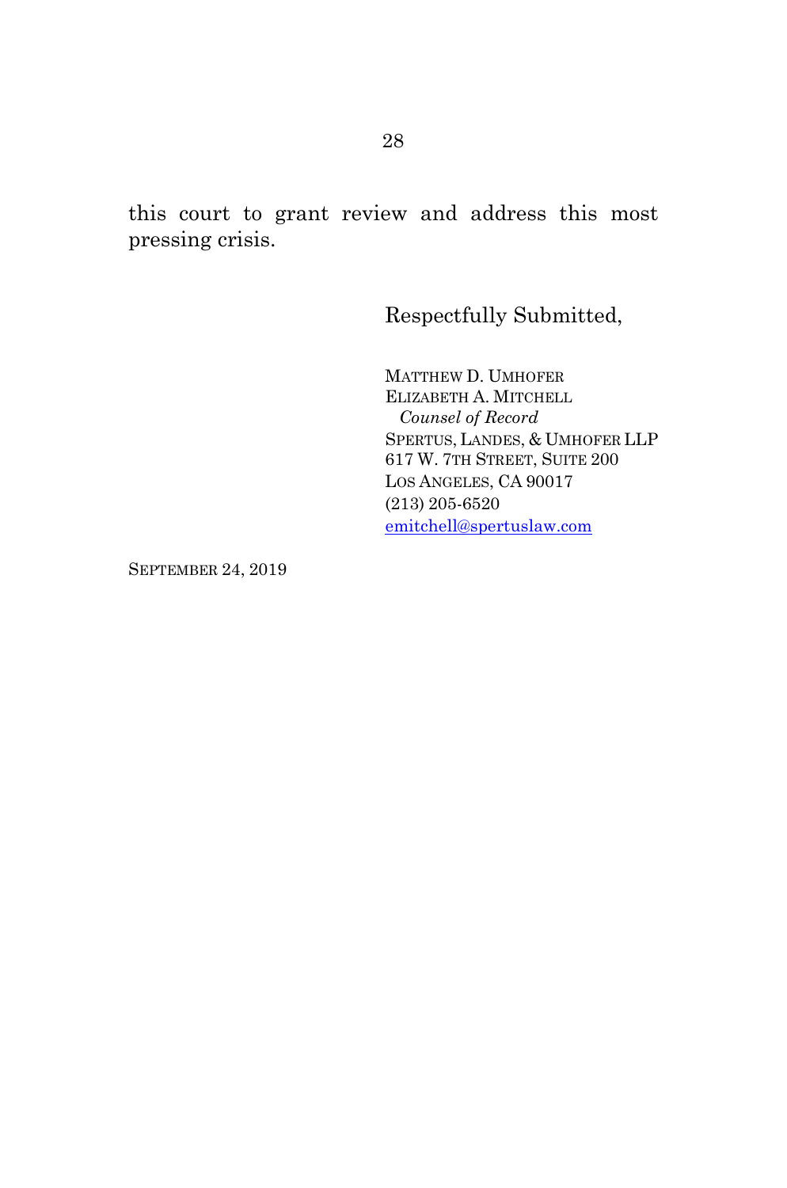this court to grant review and address this most pressing crisis.

Respectfully Submitted,

MATTHEW D. UMHOFER  
ELIZABETH A. MITCHELL  
*Counsel of Record*  
SPERTUS, LANDES, & UMHOFER LLP  
617 W. 7TH STREET, SUITE 200  
LOS ANGELES, CA 90017  
(213) 205-6520  
emitchell@spertuslaw.com

SEPTEMBER 24, 2019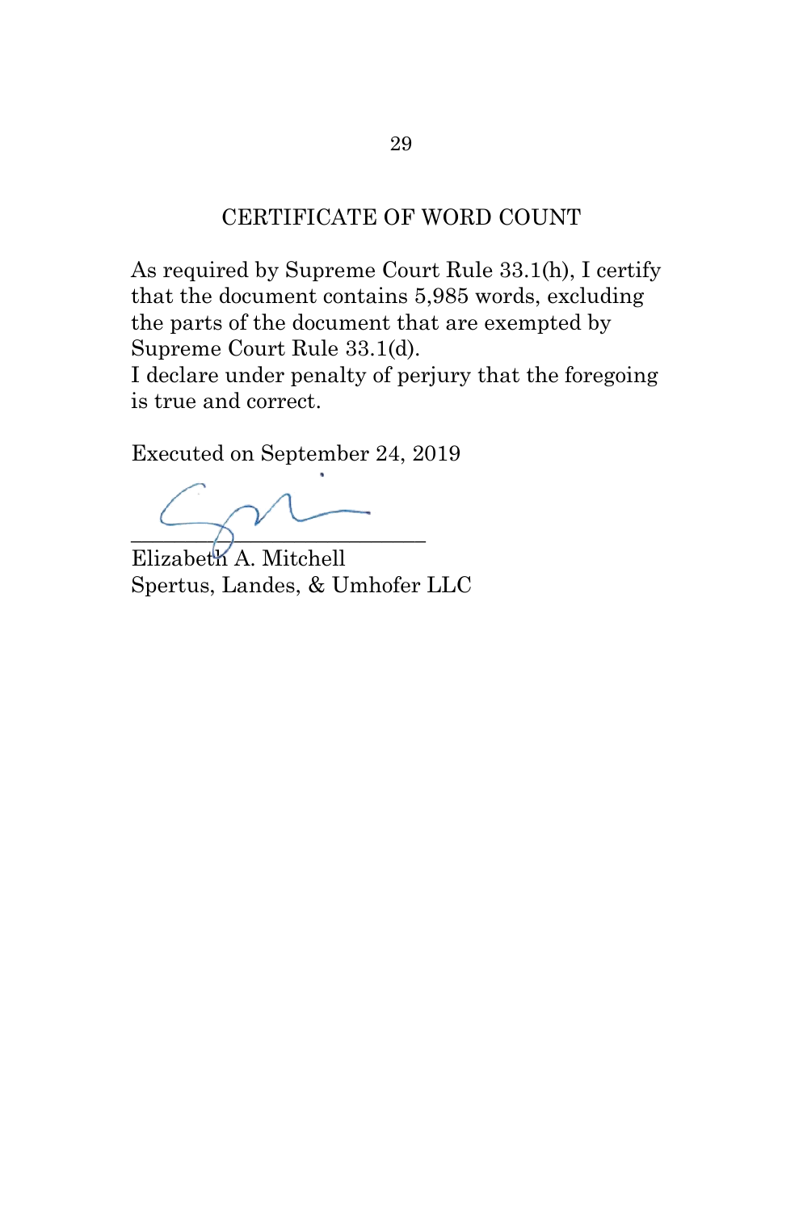## CERTIFICATE OF WORD COUNT

As required by Supreme Court Rule 33.1(h), I certify that the document contains 5,985 words, excluding the parts of the document that are exempted by Supreme Court Rule 33.1(d).

I declare under penalty of perjury that the foregoing is true and correct.

Executed on September 24, 2019

______________________________

Elizabeth A. Mitchell
Spertus, Landes, & Umhofer LLC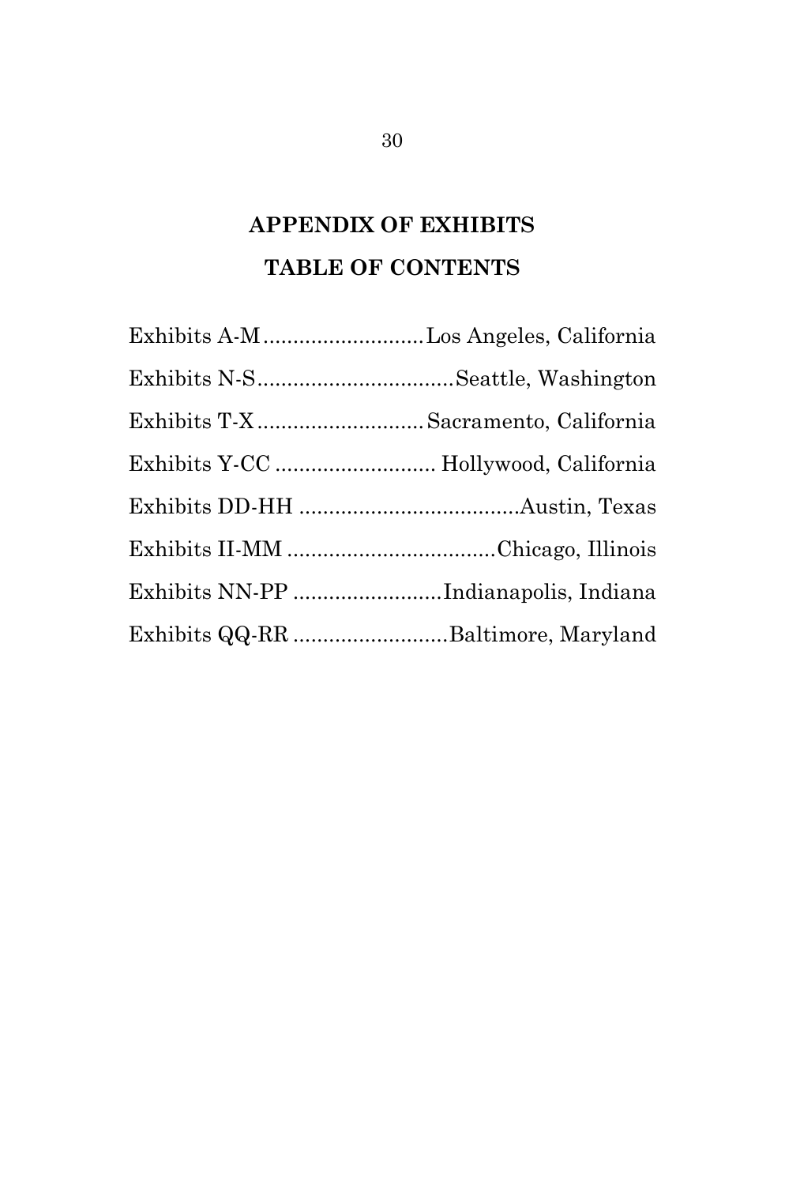## APPENDIX OF EXHIBITS

## TABLE OF CONTENTS

Exhibits A-M ........................... Los Angeles, California

Exhibits N-S ................................. Seattle, Washington

Exhibits T-X ............................ Sacramento, California

Exhibits Y-CC ........................... Hollywood, California

Exhibits DD-HH ..................................... Austin, Texas

Exhibits II-MM ................................... Chicago, Illinois

Exhibits NN-PP ......................... Indianapolis, Indiana

Exhibits QQ-RR .......................... Baltimore, Maryland